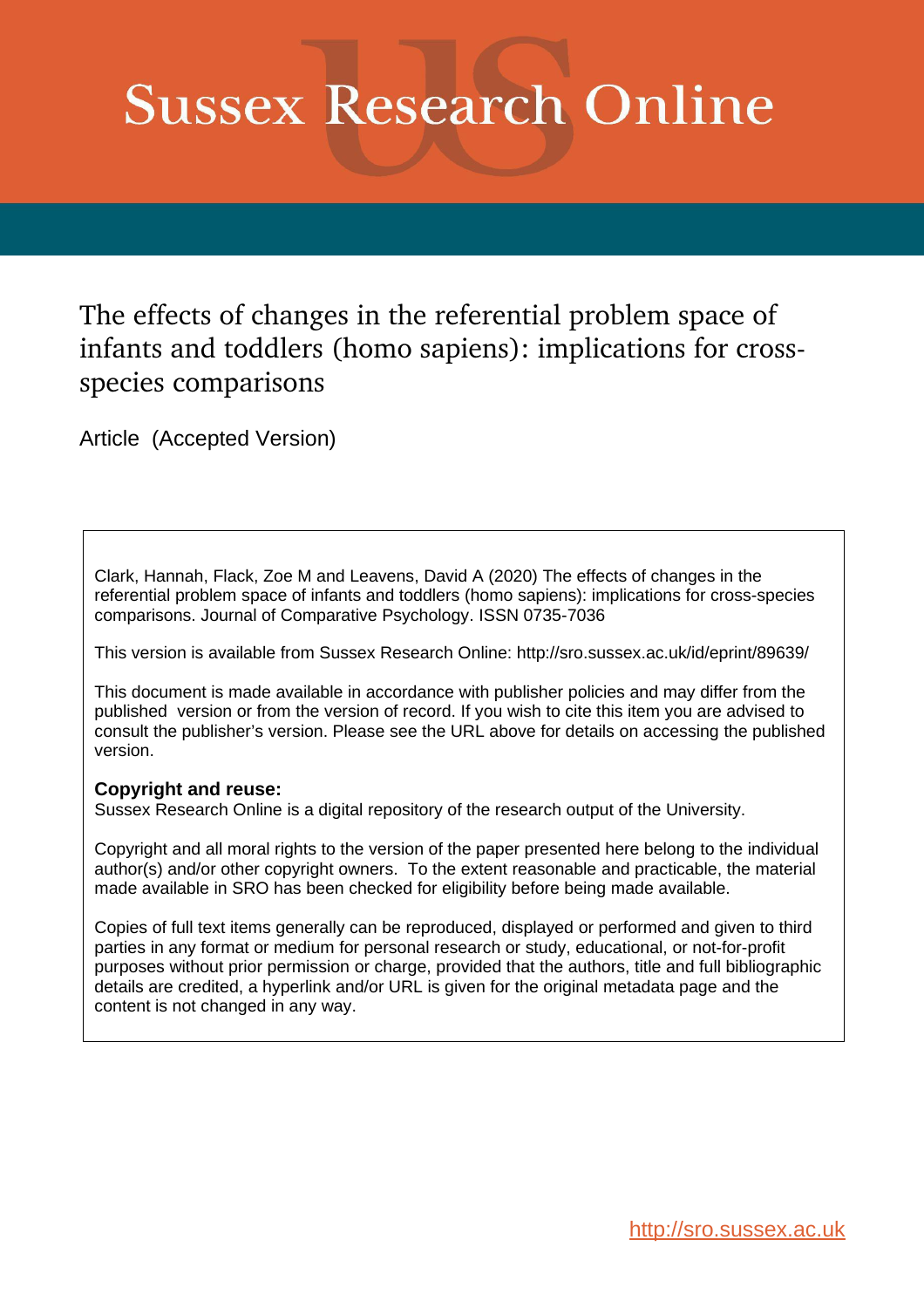# Sussex Research Online

## The effects of changes in the referential problem space of infants and toddlers (homo sapiens): implications for cross-species comparisons

Article (Accepted Version)

Clark, Hannah, Flack, Zoe M and Leavens, David A (2020) The effects of changes in the referential problem space of infants and toddlers (homo sapiens): implications for cross-species comparisons. Journal of Comparative Psychology. ISSN 0735-7036

This version is available from Sussex Research Online: http://sro.sussex.ac.uk/id/eprint/89639/

This document is made available in accordance with publisher policies and may differ from the published version or from the version of record. If you wish to cite this item you are advised to consult the publisher's version. Please see the URL above for details on accessing the published version.

**Copyright and reuse:**
Sussex Research Online is a digital repository of the research output of the University.

Copyright and all moral rights to the version of the paper presented here belong to the individual author(s) and/or other copyright owners. To the extent reasonable and practicable, the material made available in SRO has been checked for eligibility before being made available.

Copies of full text items generally can be reproduced, displayed or performed and given to third parties in any format or medium for personal research or study, educational, or not-for-profit purposes without prior permission or charge, provided that the authors, title and full bibliographic details are credited, a hyperlink and/or URL is given for the original metadata page and the content is not changed in any way.

http://sro.sussex.ac.uk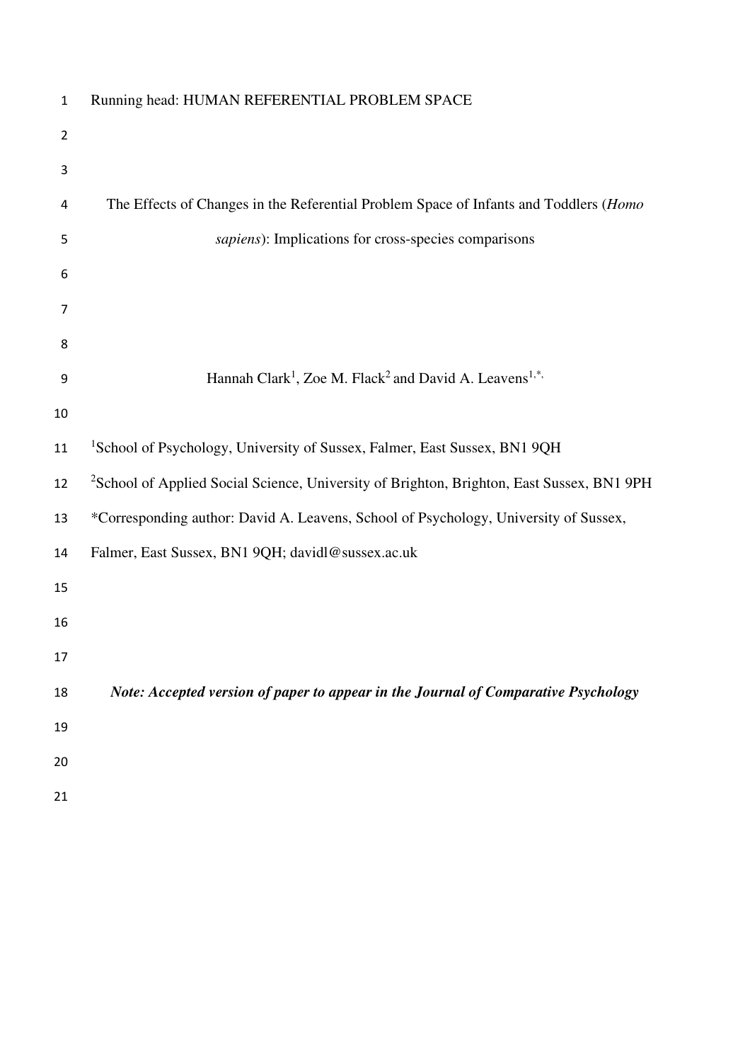Running head: HUMAN REFERENTIAL PROBLEM SPACE

# The Effects of Changes in the Referential Problem Space of Infants and Toddlers (*Homo sapiens*): Implications for cross-species comparisons

Hannah Clark[1], Zoe M. Flack[2] and David A. Leavens[1,*]

[1]School of Psychology, University of Sussex, Falmer, East Sussex, BN1 9QH

[2]School of Applied Social Science, University of Brighton, Brighton, East Sussex, BN1 9PH

*Corresponding author: David A. Leavens, School of Psychology, University of Sussex, Falmer, East Sussex, BN1 9QH; davidl@sussex.ac.uk

***Note: Accepted version of paper to appear in the Journal of Comparative Psychology***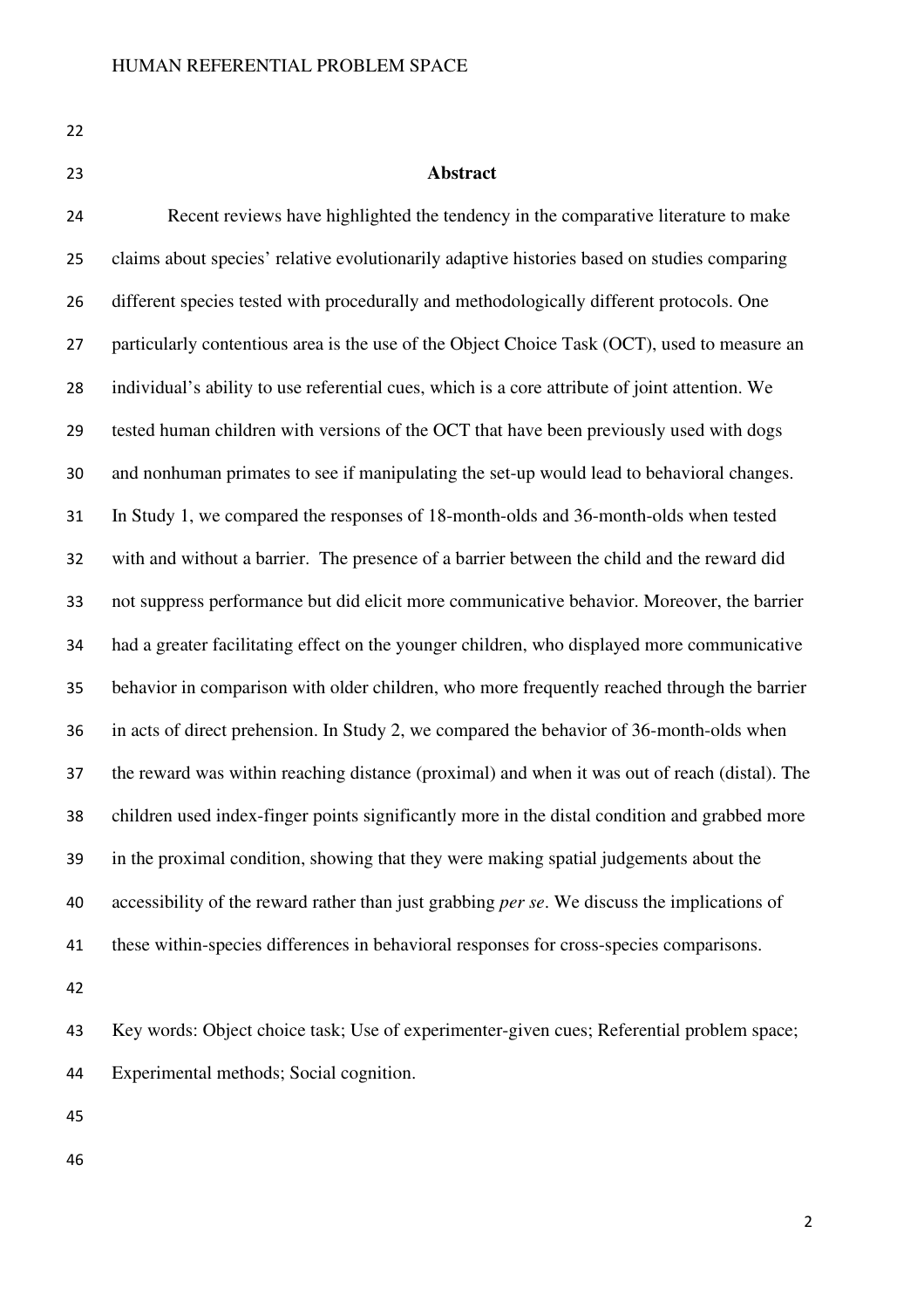## Abstract

Recent reviews have highlighted the tendency in the comparative literature to make claims about species' relative evolutionarily adaptive histories based on studies comparing different species tested with procedurally and methodologically different protocols. One particularly contentious area is the use of the Object Choice Task (OCT), used to measure an individual's ability to use referential cues, which is a core attribute of joint attention. We tested human children with versions of the OCT that have been previously used with dogs and nonhuman primates to see if manipulating the set-up would lead to behavioral changes. In Study 1, we compared the responses of 18-month-olds and 36-month-olds when tested with and without a barrier. The presence of a barrier between the child and the reward did not suppress performance but did elicit more communicative behavior. Moreover, the barrier had a greater facilitating effect on the younger children, who displayed more communicative behavior in comparison with older children, who more frequently reached through the barrier in acts of direct prehension. In Study 2, we compared the behavior of 36-month-olds when the reward was within reaching distance (proximal) and when it was out of reach (distal). The children used index-finger points significantly more in the distal condition and grabbed more in the proximal condition, showing that they were making spatial judgements about the accessibility of the reward rather than just grabbing *per se*. We discuss the implications of these within-species differences in behavioral responses for cross-species comparisons.

Key words: Object choice task; Use of experimenter-given cues; Referential problem space; Experimental methods; Social cognition.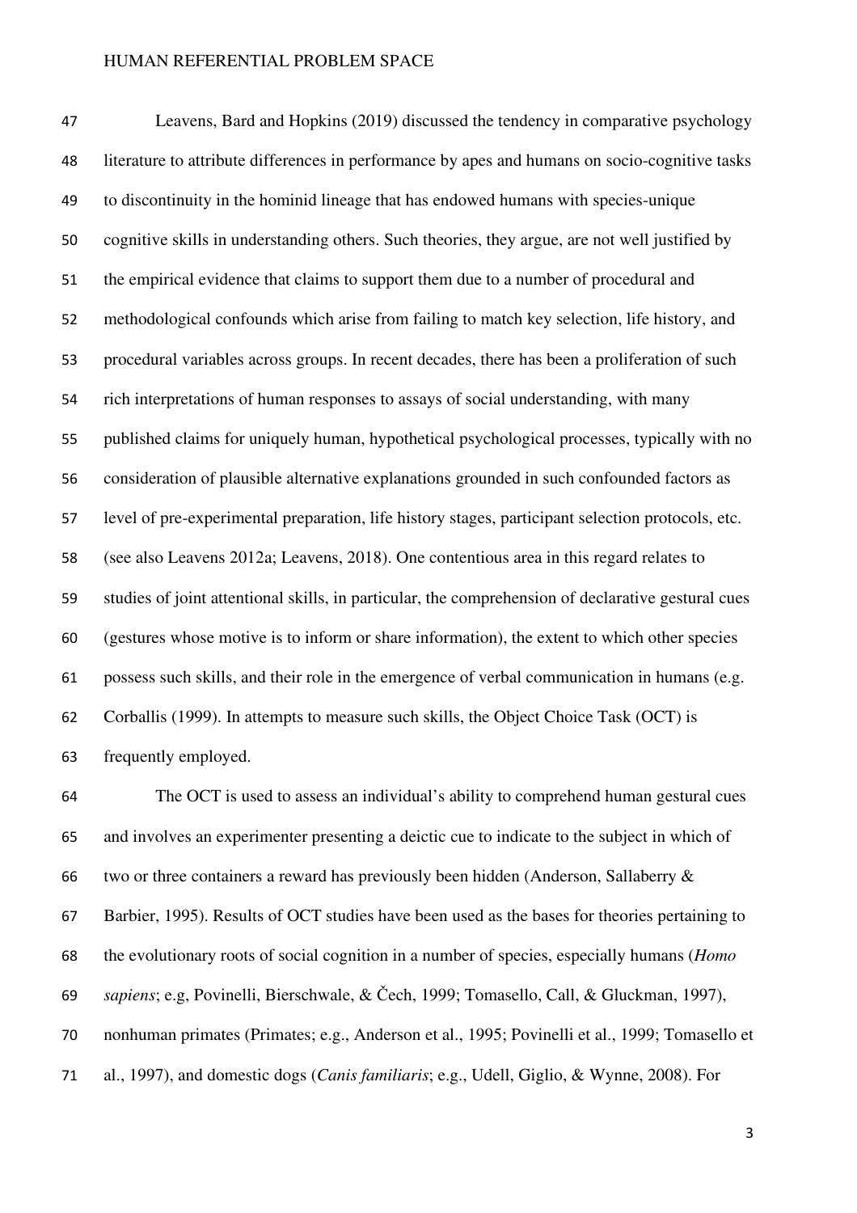Leavens, Bard and Hopkins (2019) discussed the tendency in comparative psychology literature to attribute differences in performance by apes and humans on socio-cognitive tasks to discontinuity in the hominid lineage that has endowed humans with species-unique cognitive skills in understanding others. Such theories, they argue, are not well justified by the empirical evidence that claims to support them due to a number of procedural and methodological confounds which arise from failing to match key selection, life history, and procedural variables across groups. In recent decades, there has been a proliferation of such rich interpretations of human responses to assays of social understanding, with many published claims for uniquely human, hypothetical psychological processes, typically with no consideration of plausible alternative explanations grounded in such confounded factors as level of pre-experimental preparation, life history stages, participant selection protocols, etc. (see also Leavens 2012a; Leavens, 2018). One contentious area in this regard relates to studies of joint attentional skills, in particular, the comprehension of declarative gestural cues (gestures whose motive is to inform or share information), the extent to which other species possess such skills, and their role in the emergence of verbal communication in humans (e.g. Corballis (1999). In attempts to measure such skills, the Object Choice Task (OCT) is frequently employed.

The OCT is used to assess an individual's ability to comprehend human gestural cues and involves an experimenter presenting a deictic cue to indicate to the subject in which of two or three containers a reward has previously been hidden (Anderson, Sallaberry & Barbier, 1995). Results of OCT studies have been used as the bases for theories pertaining to the evolutionary roots of social cognition in a number of species, especially humans (*Homo sapiens*; e.g, Povinelli, Bierschwale, & Čech, 1999; Tomasello, Call, & Gluckman, 1997), nonhuman primates (Primates; e.g., Anderson et al., 1995; Povinelli et al., 1999; Tomasello et al., 1997), and domestic dogs (*Canis familiaris*; e.g., Udell, Giglio, & Wynne, 2008). For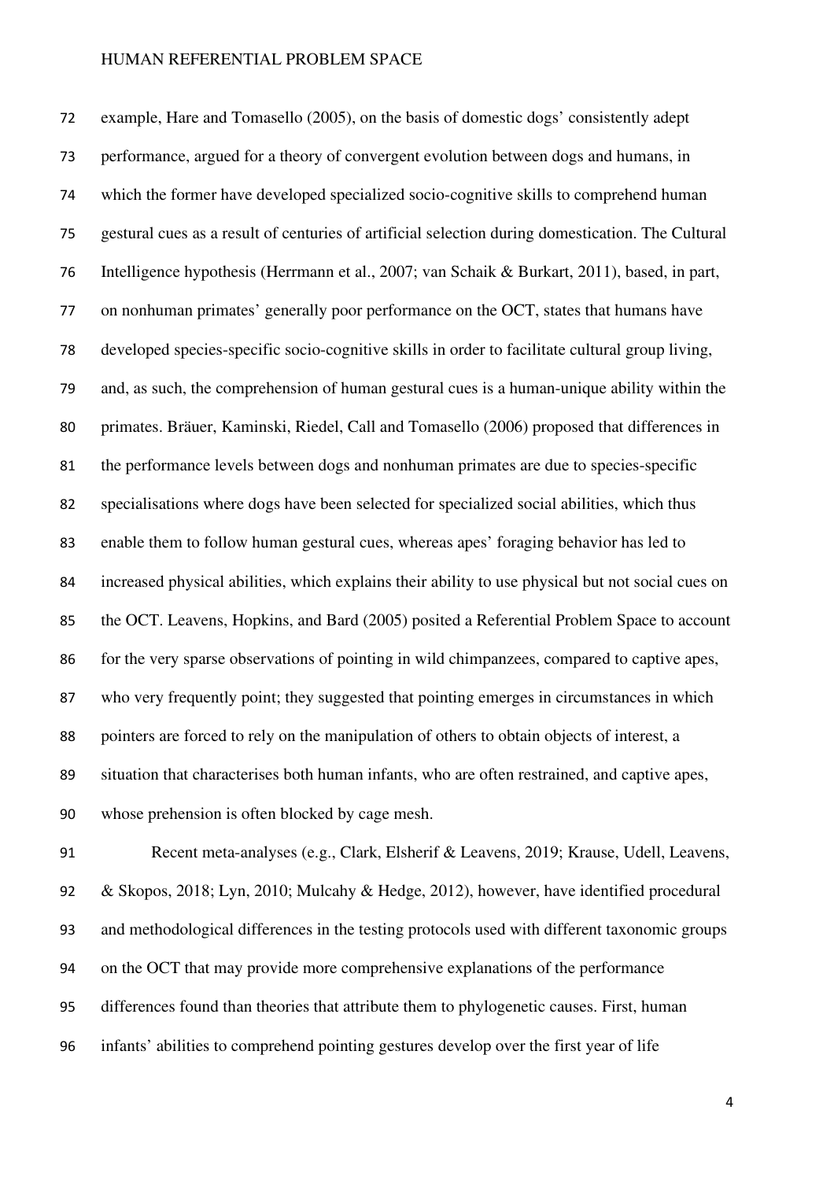example, Hare and Tomasello (2005), on the basis of domestic dogs' consistently adept performance, argued for a theory of convergent evolution between dogs and humans, in which the former have developed specialized socio-cognitive skills to comprehend human gestural cues as a result of centuries of artificial selection during domestication. The Cultural Intelligence hypothesis (Herrmann et al., 2007; van Schaik & Burkart, 2011), based, in part, on nonhuman primates' generally poor performance on the OCT, states that humans have developed species-specific socio-cognitive skills in order to facilitate cultural group living, and, as such, the comprehension of human gestural cues is a human-unique ability within the primates. Bräuer, Kaminski, Riedel, Call and Tomasello (2006) proposed that differences in the performance levels between dogs and nonhuman primates are due to species-specific specialisations where dogs have been selected for specialized social abilities, which thus enable them to follow human gestural cues, whereas apes' foraging behavior has led to increased physical abilities, which explains their ability to use physical but not social cues on the OCT. Leavens, Hopkins, and Bard (2005) posited a Referential Problem Space to account for the very sparse observations of pointing in wild chimpanzees, compared to captive apes, who very frequently point; they suggested that pointing emerges in circumstances in which pointers are forced to rely on the manipulation of others to obtain objects of interest, a situation that characterises both human infants, who are often restrained, and captive apes, whose prehension is often blocked by cage mesh.

Recent meta-analyses (e.g., Clark, Elsherif & Leavens, 2019; Krause, Udell, Leavens, & Skopos, 2018; Lyn, 2010; Mulcahy & Hedge, 2012), however, have identified procedural and methodological differences in the testing protocols used with different taxonomic groups on the OCT that may provide more comprehensive explanations of the performance differences found than theories that attribute them to phylogenetic causes. First, human infants' abilities to comprehend pointing gestures develop over the first year of life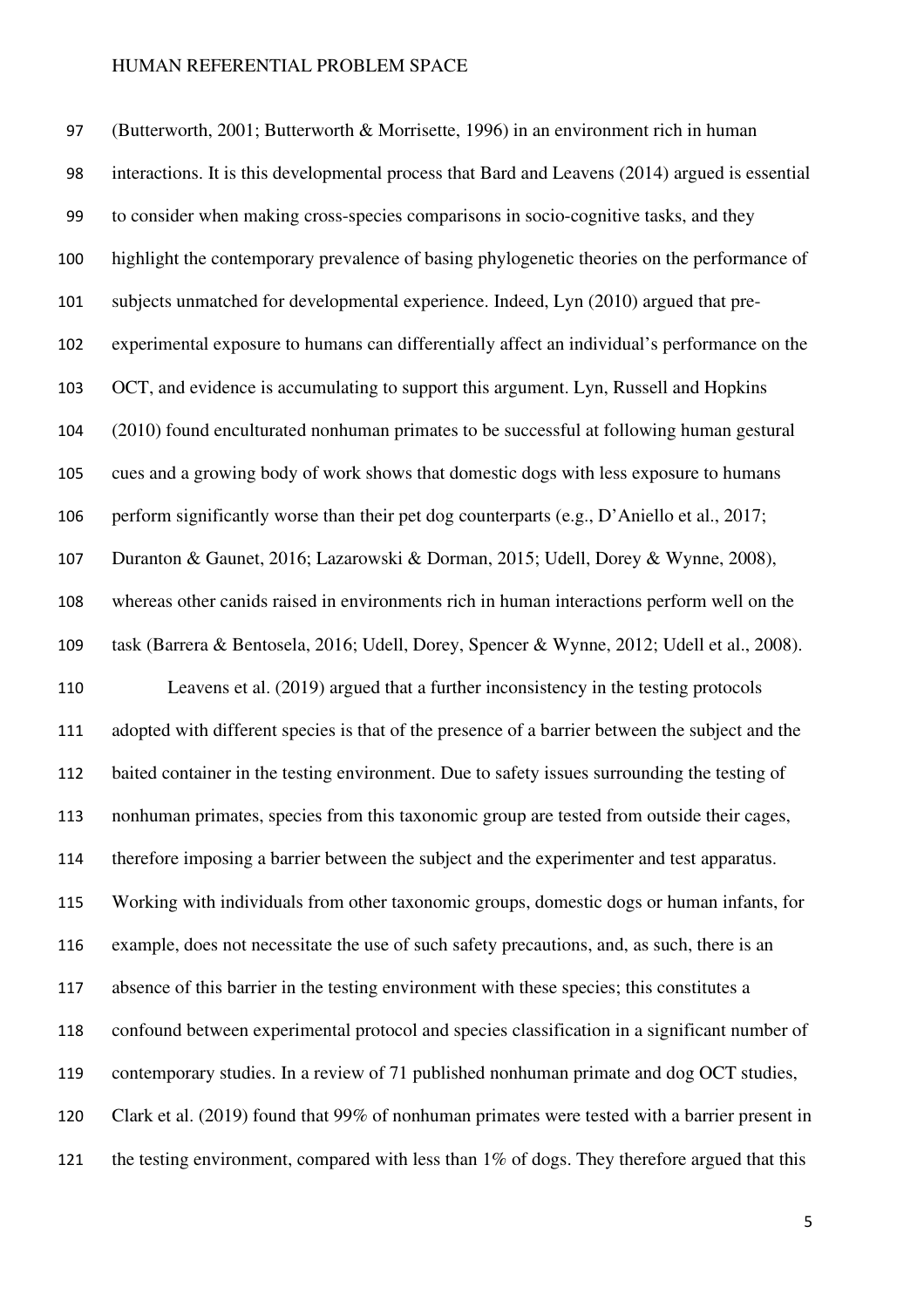(Butterworth, 2001; Butterworth & Morrisette, 1996) in an environment rich in human interactions. It is this developmental process that Bard and Leavens (2014) argued is essential to consider when making cross-species comparisons in socio-cognitive tasks, and they highlight the contemporary prevalence of basing phylogenetic theories on the performance of subjects unmatched for developmental experience. Indeed, Lyn (2010) argued that pre-experimental exposure to humans can differentially affect an individual's performance on the OCT, and evidence is accumulating to support this argument. Lyn, Russell and Hopkins (2010) found enculturated nonhuman primates to be successful at following human gestural cues and a growing body of work shows that domestic dogs with less exposure to humans perform significantly worse than their pet dog counterparts (e.g., D'Aniello et al., 2017; Duranton & Gaunet, 2016; Lazarowski & Dorman, 2015; Udell, Dorey & Wynne, 2008), whereas other canids raised in environments rich in human interactions perform well on the task (Barrera & Bentosela, 2016; Udell, Dorey, Spencer & Wynne, 2012; Udell et al., 2008).

Leavens et al. (2019) argued that a further inconsistency in the testing protocols adopted with different species is that of the presence of a barrier between the subject and the baited container in the testing environment. Due to safety issues surrounding the testing of nonhuman primates, species from this taxonomic group are tested from outside their cages, therefore imposing a barrier between the subject and the experimenter and test apparatus. Working with individuals from other taxonomic groups, domestic dogs or human infants, for example, does not necessitate the use of such safety precautions, and, as such, there is an absence of this barrier in the testing environment with these species; this constitutes a confound between experimental protocol and species classification in a significant number of contemporary studies. In a review of 71 published nonhuman primate and dog OCT studies, Clark et al. (2019) found that 99% of nonhuman primates were tested with a barrier present in the testing environment, compared with less than 1% of dogs. They therefore argued that this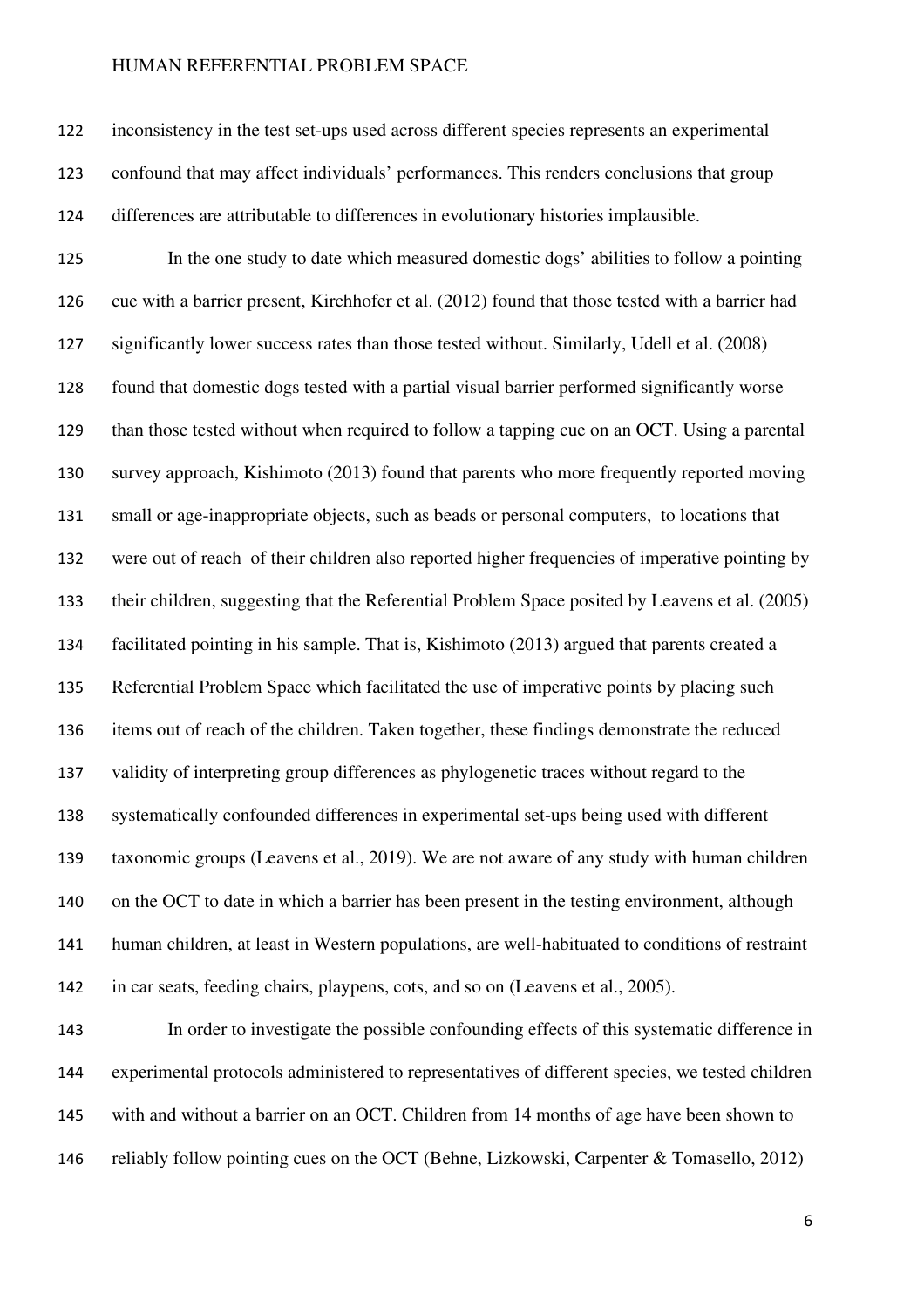inconsistency in the test set-ups used across different species represents an experimental confound that may affect individuals' performances. This renders conclusions that group differences are attributable to differences in evolutionary histories implausible.

In the one study to date which measured domestic dogs' abilities to follow a pointing cue with a barrier present, Kirchhofer et al. (2012) found that those tested with a barrier had significantly lower success rates than those tested without. Similarly, Udell et al. (2008) found that domestic dogs tested with a partial visual barrier performed significantly worse than those tested without when required to follow a tapping cue on an OCT. Using a parental survey approach, Kishimoto (2013) found that parents who more frequently reported moving small or age-inappropriate objects, such as beads or personal computers, to locations that were out of reach of their children also reported higher frequencies of imperative pointing by their children, suggesting that the Referential Problem Space posited by Leavens et al. (2005) facilitated pointing in his sample. That is, Kishimoto (2013) argued that parents created a Referential Problem Space which facilitated the use of imperative points by placing such items out of reach of the children. Taken together, these findings demonstrate the reduced validity of interpreting group differences as phylogenetic traces without regard to the systematically confounded differences in experimental set-ups being used with different taxonomic groups (Leavens et al., 2019). We are not aware of any study with human children on the OCT to date in which a barrier has been present in the testing environment, although human children, at least in Western populations, are well-habituated to conditions of restraint in car seats, feeding chairs, playpens, cots, and so on (Leavens et al., 2005).

In order to investigate the possible confounding effects of this systematic difference in experimental protocols administered to representatives of different species, we tested children with and without a barrier on an OCT. Children from 14 months of age have been shown to reliably follow pointing cues on the OCT (Behne, Lizkowski, Carpenter & Tomasello, 2012)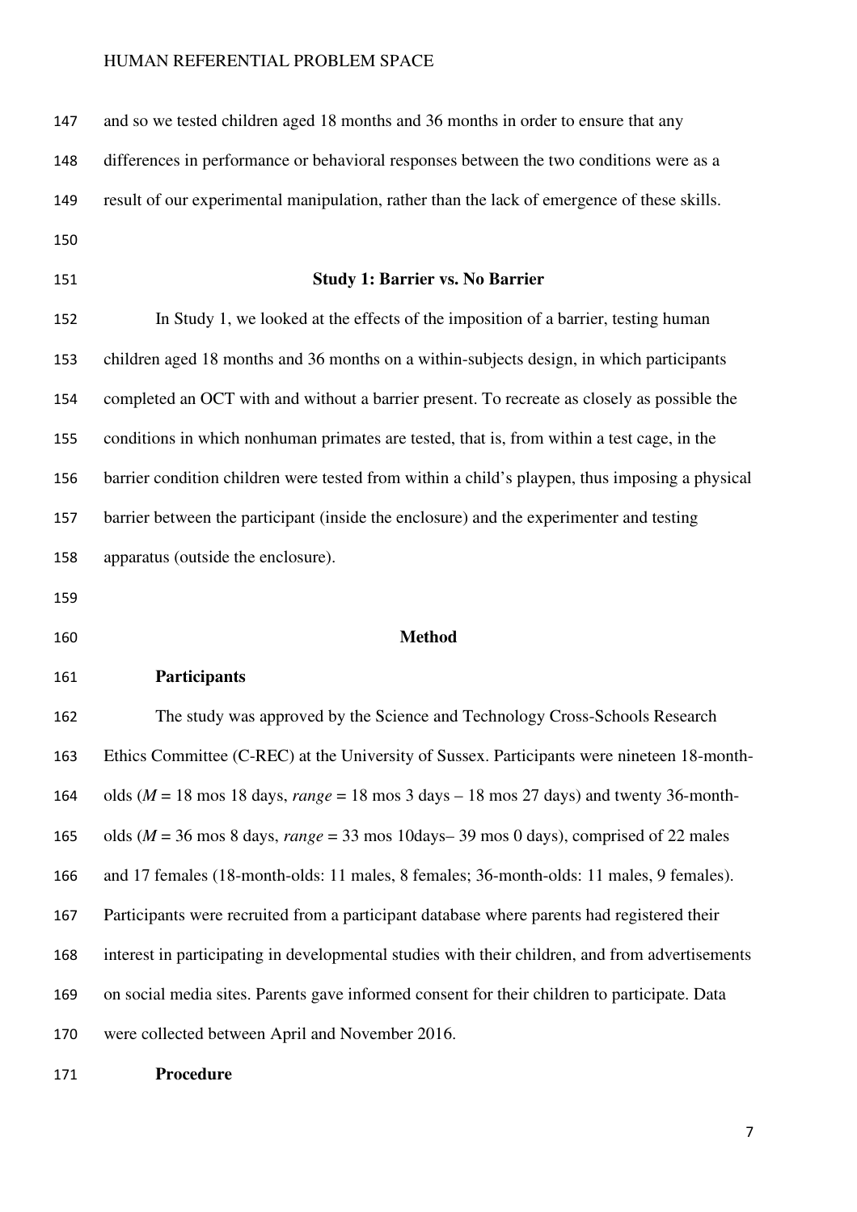and so we tested children aged 18 months and 36 months in order to ensure that any differences in performance or behavioral responses between the two conditions were as a result of our experimental manipulation, rather than the lack of emergence of these skills.

## Study 1: Barrier vs. No Barrier

In Study 1, we looked at the effects of the imposition of a barrier, testing human children aged 18 months and 36 months on a within-subjects design, in which participants completed an OCT with and without a barrier present. To recreate as closely as possible the conditions in which nonhuman primates are tested, that is, from within a test cage, in the barrier condition children were tested from within a child's playpen, thus imposing a physical barrier between the participant (inside the enclosure) and the experimenter and testing apparatus (outside the enclosure).

### Method

#### Participants

The study was approved by the Science and Technology Cross-Schools Research Ethics Committee (C-REC) at the University of Sussex. Participants were nineteen 18-month-olds (*M* = 18 mos 18 days, *range* = 18 mos 3 days – 18 mos 27 days) and twenty 36-month-olds (*M* = 36 mos 8 days, *range* = 33 mos 10days– 39 mos 0 days), comprised of 22 males and 17 females (18-month-olds: 11 males, 8 females; 36-month-olds: 11 males, 9 females). Participants were recruited from a participant database where parents had registered their interest in participating in developmental studies with their children, and from advertisements on social media sites. Parents gave informed consent for their children to participate. Data were collected between April and November 2016.

#### Procedure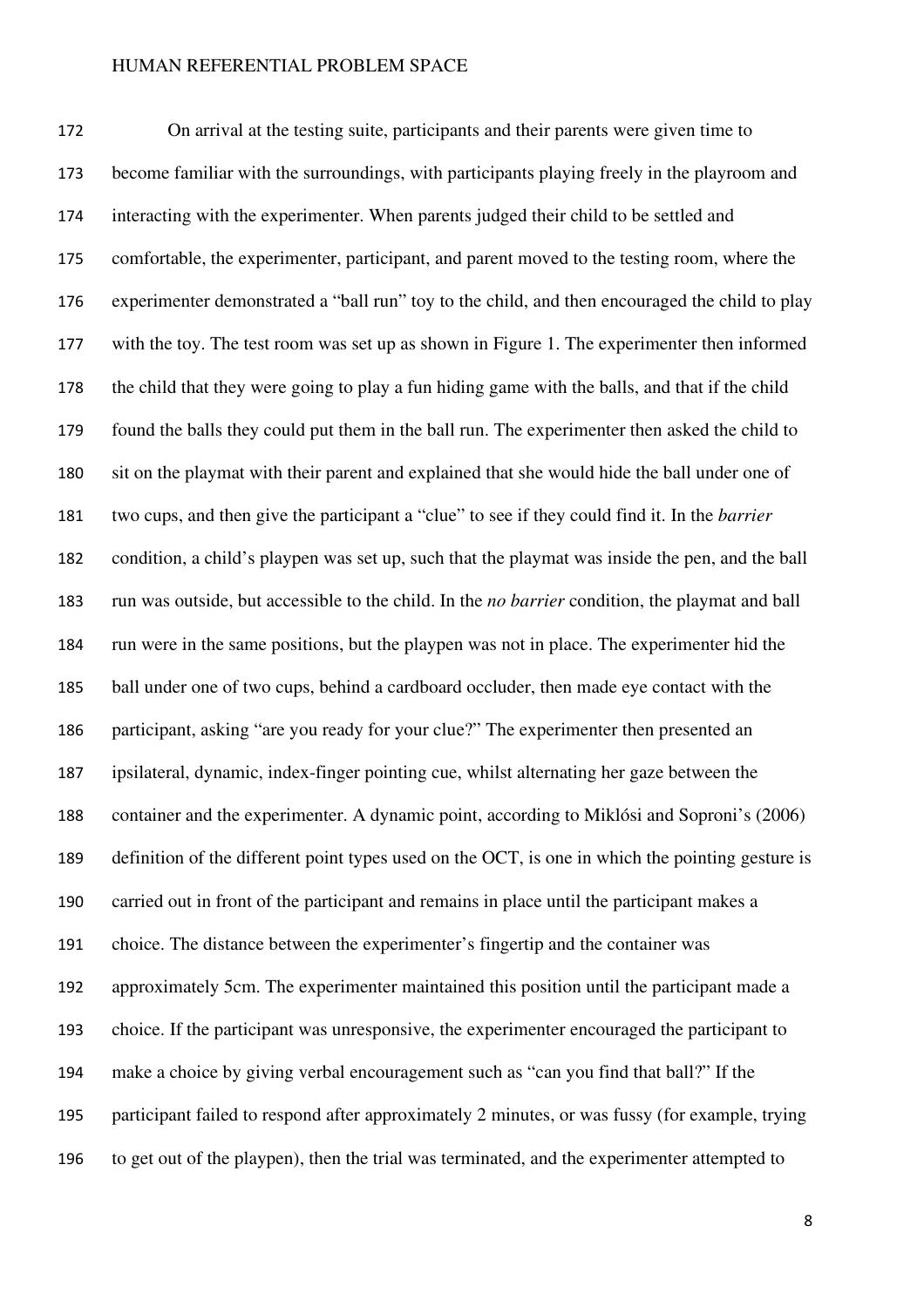On arrival at the testing suite, participants and their parents were given time to become familiar with the surroundings, with participants playing freely in the playroom and interacting with the experimenter. When parents judged their child to be settled and comfortable, the experimenter, participant, and parent moved to the testing room, where the experimenter demonstrated a "ball run" toy to the child, and then encouraged the child to play with the toy. The test room was set up as shown in Figure 1. The experimenter then informed the child that they were going to play a fun hiding game with the balls, and that if the child found the balls they could put them in the ball run. The experimenter then asked the child to sit on the playmat with their parent and explained that she would hide the ball under one of two cups, and then give the participant a "clue" to see if they could find it. In the *barrier* condition, a child's playpen was set up, such that the playmat was inside the pen, and the ball run was outside, but accessible to the child. In the *no barrier* condition, the playmat and ball run were in the same positions, but the playpen was not in place. The experimenter hid the ball under one of two cups, behind a cardboard occluder, then made eye contact with the participant, asking "are you ready for your clue?" The experimenter then presented an ipsilateral, dynamic, index-finger pointing cue, whilst alternating her gaze between the container and the experimenter. A dynamic point, according to Miklósi and Soproni's (2006) definition of the different point types used on the OCT, is one in which the pointing gesture is carried out in front of the participant and remains in place until the participant makes a choice. The distance between the experimenter's fingertip and the container was approximately 5cm. The experimenter maintained this position until the participant made a choice. If the participant was unresponsive, the experimenter encouraged the participant to make a choice by giving verbal encouragement such as "can you find that ball?" If the participant failed to respond after approximately 2 minutes, or was fussy (for example, trying to get out of the playpen), then the trial was terminated, and the experimenter attempted to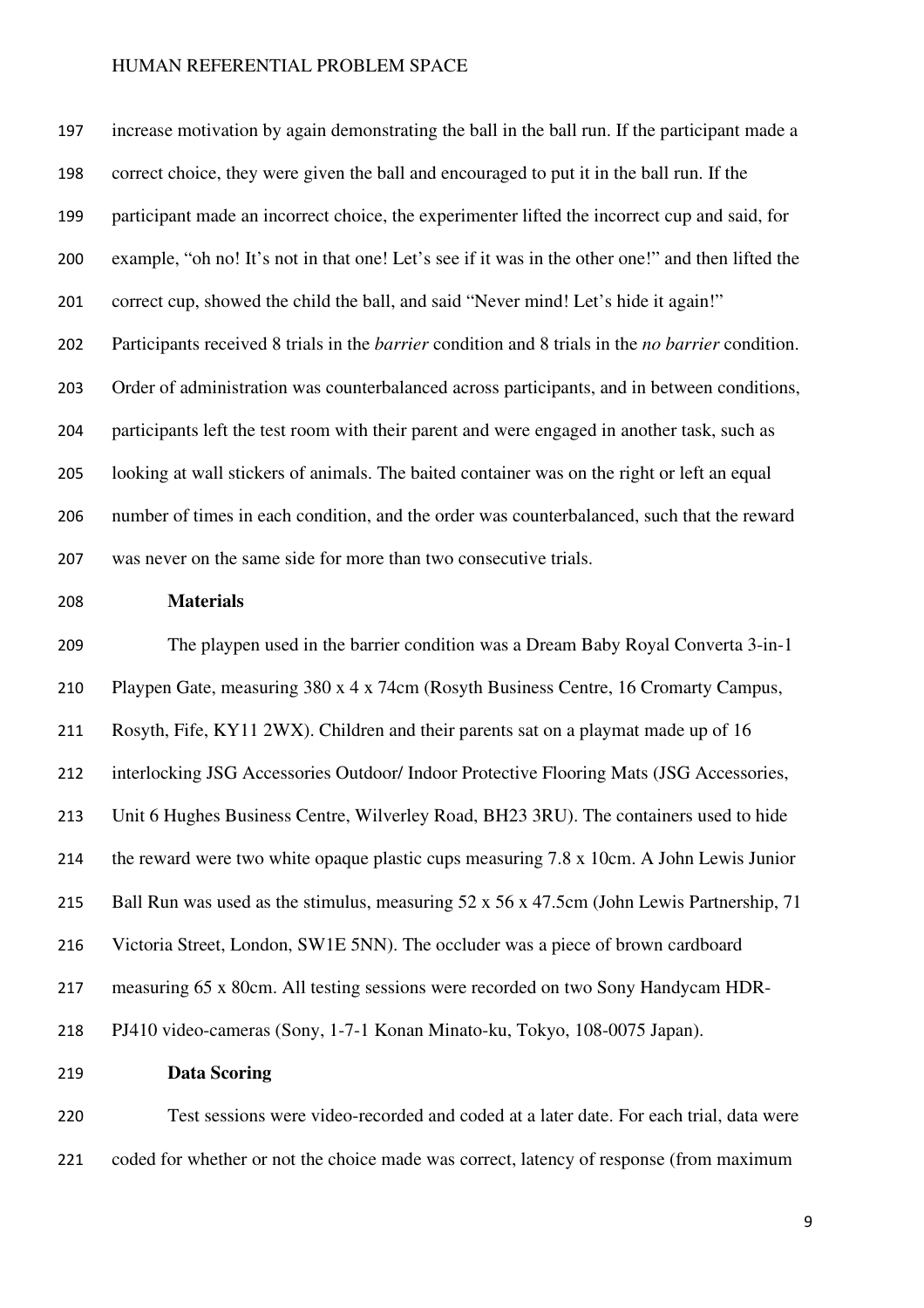increase motivation by again demonstrating the ball in the ball run. If the participant made a correct choice, they were given the ball and encouraged to put it in the ball run. If the participant made an incorrect choice, the experimenter lifted the incorrect cup and said, for example, "oh no! It's not in that one! Let's see if it was in the other one!" and then lifted the correct cup, showed the child the ball, and said "Never mind! Let's hide it again!" Participants received 8 trials in the *barrier* condition and 8 trials in the *no barrier* condition. Order of administration was counterbalanced across participants, and in between conditions, participants left the test room with their parent and were engaged in another task, such as looking at wall stickers of animals. The baited container was on the right or left an equal number of times in each condition, and the order was counterbalanced, such that the reward was never on the same side for more than two consecutive trials.

### Materials

The playpen used in the barrier condition was a Dream Baby Royal Converta 3-in-1 Playpen Gate, measuring 380 x 4 x 74cm (Rosyth Business Centre, 16 Cromarty Campus, Rosyth, Fife, KY11 2WX). Children and their parents sat on a playmat made up of 16 interlocking JSG Accessories Outdoor/ Indoor Protective Flooring Mats (JSG Accessories, Unit 6 Hughes Business Centre, Wilverley Road, BH23 3RU). The containers used to hide the reward were two white opaque plastic cups measuring 7.8 x 10cm. A John Lewis Junior Ball Run was used as the stimulus, measuring 52 x 56 x 47.5cm (John Lewis Partnership, 71 Victoria Street, London, SW1E 5NN). The occluder was a piece of brown cardboard measuring 65 x 80cm. All testing sessions were recorded on two Sony Handycam HDR-PJ410 video-cameras (Sony, 1-7-1 Konan Minato-ku, Tokyo, 108-0075 Japan).

### Data Scoring

Test sessions were video-recorded and coded at a later date. For each trial, data were coded for whether or not the choice made was correct, latency of response (from maximum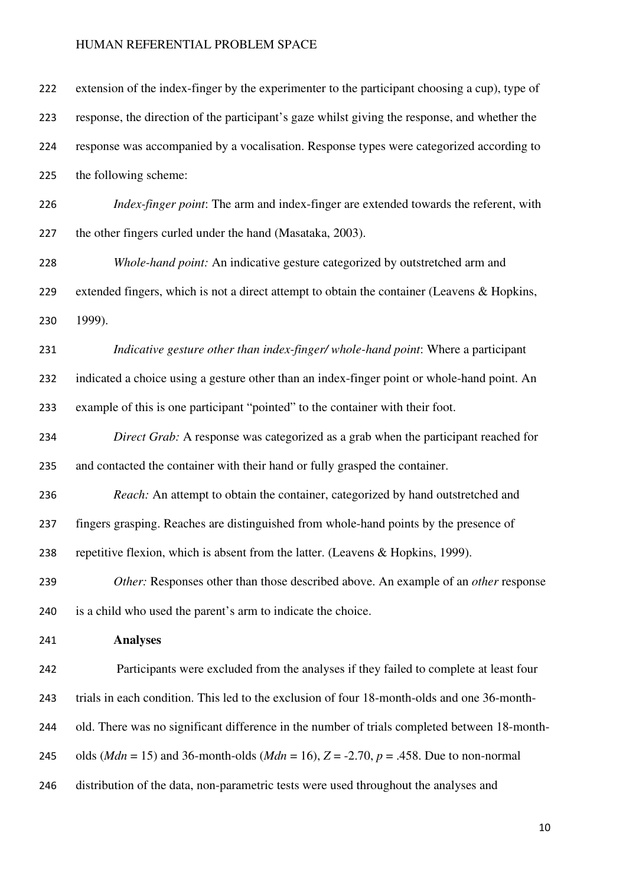extension of the index-finger by the experimenter to the participant choosing a cup), type of response, the direction of the participant's gaze whilst giving the response, and whether the response was accompanied by a vocalisation. Response types were categorized according to the following scheme:

*Index-finger point*: The arm and index-finger are extended towards the referent, with the other fingers curled under the hand (Masataka, 2003).

*Whole-hand point:* An indicative gesture categorized by outstretched arm and extended fingers, which is not a direct attempt to obtain the container (Leavens & Hopkins, 1999).

*Indicative gesture other than index-finger/ whole-hand point*: Where a participant indicated a choice using a gesture other than an index-finger point or whole-hand point. An example of this is one participant "pointed" to the container with their foot.

*Direct Grab:* A response was categorized as a grab when the participant reached for and contacted the container with their hand or fully grasped the container.

*Reach:* An attempt to obtain the container, categorized by hand outstretched and fingers grasping. Reaches are distinguished from whole-hand points by the presence of repetitive flexion, which is absent from the latter. (Leavens & Hopkins, 1999).

*Other:* Responses other than those described above. An example of an *other* response is a child who used the parent's arm to indicate the choice.

**Analyses**

Participants were excluded from the analyses if they failed to complete at least four trials in each condition. This led to the exclusion of four 18-month-olds and one 36-month-old. There was no significant difference in the number of trials completed between 18-month-olds ($Mdn$ = 15) and 36-month-olds ($Mdn$ = 16), $Z = -2.70$, $p = .458$. Due to non-normal distribution of the data, non-parametric tests were used throughout the analyses and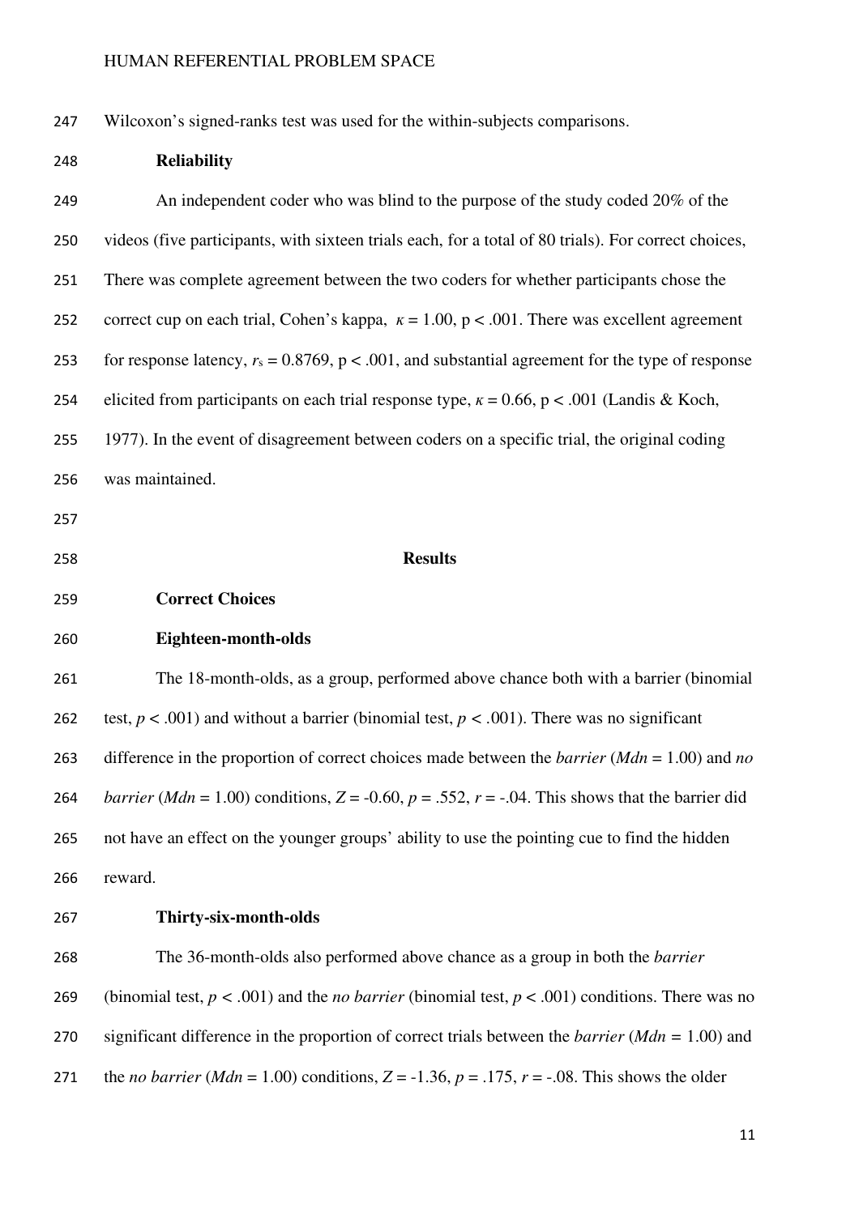Wilcoxon's signed-ranks test was used for the within-subjects comparisons.

**Reliability**

An independent coder who was blind to the purpose of the study coded 20% of the videos (five participants, with sixteen trials each, for a total of 80 trials). For correct choices, There was complete agreement between the two coders for whether participants chose the correct cup on each trial, Cohen's kappa, $\kappa = 1.00$, $p < .001$. There was excellent agreement for response latency, $r_s = 0.8769$, $p < .001$, and substantial agreement for the type of response elicited from participants on each trial response type, $\kappa = 0.66$, $p < .001$ (Landis & Koch, 1977). In the event of disagreement between coders on a specific trial, the original coding was maintained.

## Results

**Correct Choices**

**Eighteen-month-olds**

The 18-month-olds, as a group, performed above chance both with a barrier (binomial test, $p < .001$) and without a barrier (binomial test, $p < .001$). There was no significant difference in the proportion of correct choices made between the *barrier* (*Mdn* = 1.00) and *no barrier* (*Mdn* = 1.00) conditions, $Z = -0.60$, $p = .552$, $r = -.04$. This shows that the barrier did not have an effect on the younger groups' ability to use the pointing cue to find the hidden reward.

**Thirty-six-month-olds**

The 36-month-olds also performed above chance as a group in both the *barrier* (binomial test, $p < .001$) and the *no barrier* (binomial test, $p < .001$) conditions. There was no significant difference in the proportion of correct trials between the *barrier* (*Mdn* = 1.00) and the *no barrier* (*Mdn* = 1.00) conditions, $Z = -1.36$, $p = .175$, $r = -.08$. This shows the older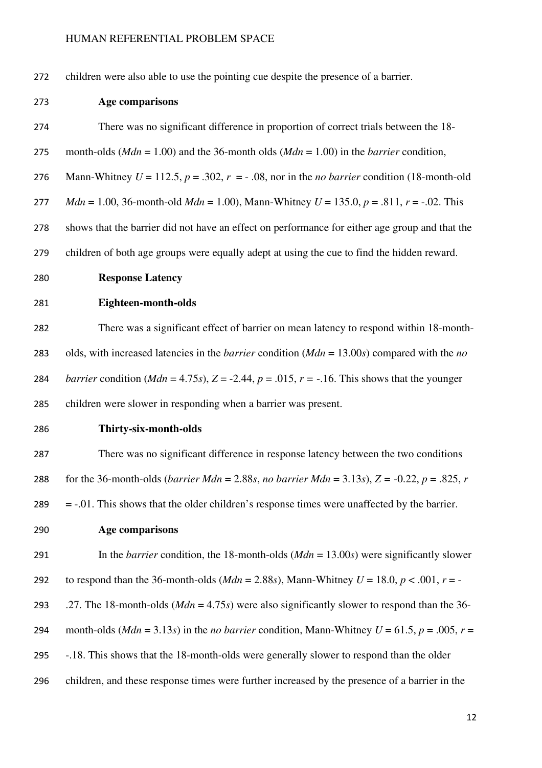children were also able to use the pointing cue despite the presence of a barrier.

### Age comparisons

There was no significant difference in proportion of correct trials between the 18-month-olds (*Mdn* = 1.00) and the 36-month olds (*Mdn* = 1.00) in the *barrier* condition, Mann-Whitney $U = 112.5$, $p = .302$, $r = -.08$, nor in the *no barrier* condition (18-month-old *Mdn* = 1.00, 36-month-old *Mdn* = 1.00), Mann-Whitney $U = 135.0$, $p = .811$, $r = -.02$. This shows that the barrier did not have an effect on performance for either age group and that the children of both age groups were equally adept at using the cue to find the hidden reward.

### Response Latency

### Eighteen-month-olds

There was a significant effect of barrier on mean latency to respond within 18-month-olds, with increased latencies in the *barrier* condition (*Mdn* = 13.00*s*) compared with the *no barrier* condition (*Mdn* = 4.75*s*), $Z = -2.44$, $p = .015$, $r = -.16$. This shows that the younger children were slower in responding when a barrier was present.

### Thirty-six-month-olds

There was no significant difference in response latency between the two conditions for the 36-month-olds (*barrier Mdn* = 2.88*s*, *no barrier Mdn* = 3.13*s*), $Z = -0.22$, $p = .825$, $r = -.01$. This shows that the older children's response times were unaffected by the barrier.

### Age comparisons

In the *barrier* condition, the 18-month-olds (*Mdn* = 13.00*s*) were significantly slower to respond than the 36-month-olds (*Mdn* = 2.88*s*), Mann-Whitney $U = 18.0$, $p < .001$, $r = -.27$. The 18-month-olds (*Mdn* = 4.75*s*) were also significantly slower to respond than the 36-month-olds (*Mdn* = 3.13*s*) in the *no barrier* condition, Mann-Whitney $U = 61.5$, $p = .005$, $r = -.18$. This shows that the 18-month-olds were generally slower to respond than the older children, and these response times were further increased by the presence of a barrier in the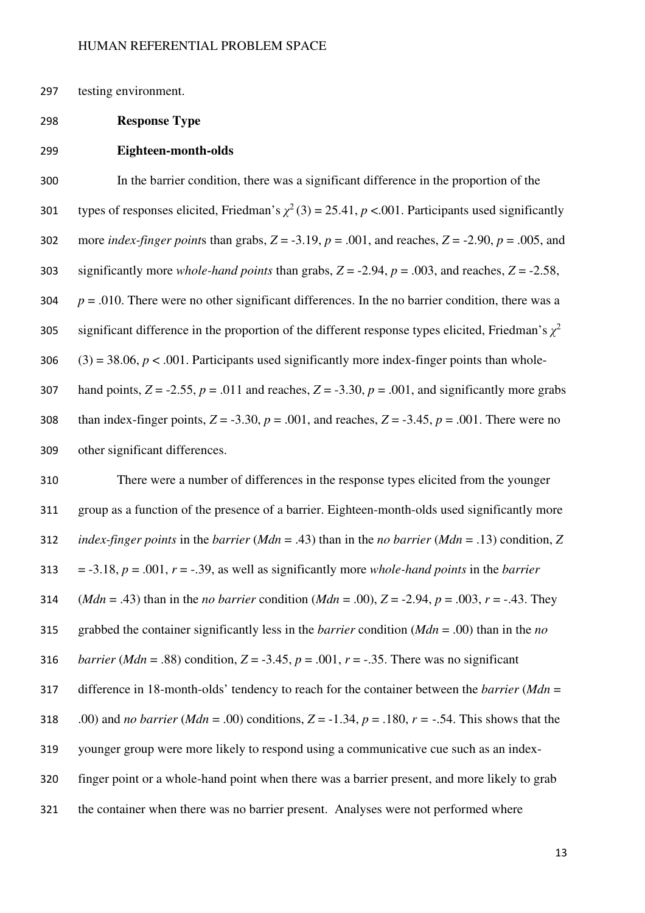testing environment.

### Response Type

#### Eighteen-month-olds

In the barrier condition, there was a significant difference in the proportion of the types of responses elicited, Friedman's $\chi^2(3) = 25.41$, $p < .001$. Participants used significantly more *index-finger point*s than grabs, $Z = -3.19$, $p = .001$, and reaches, $Z = -2.90$, $p = .005$, and significantly more *whole-hand points* than grabs, $Z = -2.94$, $p = .003$, and reaches, $Z = -2.58$, $p = .010$. There were no other significant differences. In the no barrier condition, there was a significant difference in the proportion of the different response types elicited, Friedman's $\chi^2$ $(3) = 38.06$, $p < .001$. Participants used significantly more index-finger points than whole-hand points, $Z = -2.55$, $p = .011$ and reaches, $Z = -3.30$, $p = .001$, and significantly more grabs than index-finger points, $Z = -3.30$, $p = .001$, and reaches, $Z = -3.45$, $p = .001$. There were no other significant differences.

There were a number of differences in the response types elicited from the younger group as a function of the presence of a barrier. Eighteen-month-olds used significantly more *index-finger points* in the *barrier* ($Mdn = .43$) than in the *no barrier* ($Mdn = .13$) condition, $Z = -3.18$, $p = .001$, $r = -.39$, as well as significantly more *whole-hand points* in the *barrier* ($Mdn = .43$) than in the *no barrier* condition ($Mdn = .00$), $Z = -2.94$, $p = .003$, $r = -.43$. They grabbed the container significantly less in the *barrier* condition ($Mdn = .00$) than in the *no barrier* ($Mdn = .88$) condition, $Z = -3.45$, $p = .001$, $r = -.35$. There was no significant difference in 18-month-olds' tendency to reach for the container between the *barrier* ($Mdn = .00$) and *no barrier* ($Mdn = .00$) conditions, $Z = -1.34$, $p = .180$, $r = -.54$. This shows that the younger group were more likely to respond using a communicative cue such as an index-finger point or a whole-hand point when there was a barrier present, and more likely to grab the container when there was no barrier present. Analyses were not performed where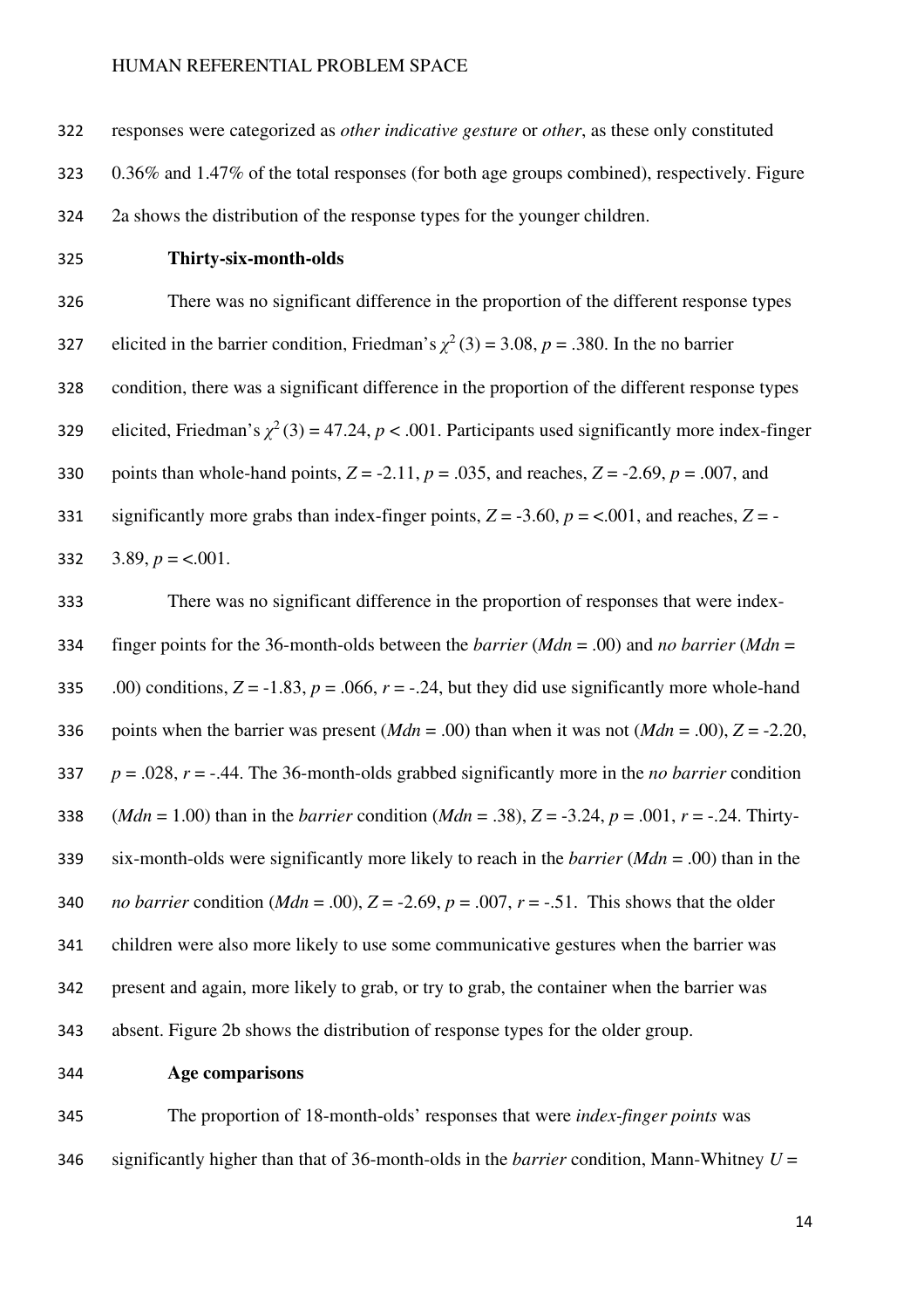responses were categorized as *other indicative gesture* or *other*, as these only constituted 0.36% and 1.47% of the total responses (for both age groups combined), respectively. Figure 2a shows the distribution of the response types for the younger children.

### Thirty-six-month-olds

There was no significant difference in the proportion of the different response types elicited in the barrier condition, Friedman's $\chi^2(3) = 3.08$, $p = .380$. In the no barrier condition, there was a significant difference in the proportion of the different response types elicited, Friedman's $\chi^2(3) = 47.24$, $p < .001$. Participants used significantly more index-finger points than whole-hand points, $Z = -2.11$, $p = .035$, and reaches, $Z = -2.69$, $p = .007$, and significantly more grabs than index-finger points, $Z = -3.60$, $p = <.001$, and reaches, $Z = -3.89$, $p = <.001$.

There was no significant difference in the proportion of responses that were index-finger points for the 36-month-olds between the *barrier* ($Mdn = .00$) and *no barrier* ($Mdn = .00$) conditions, $Z = -1.83$, $p = .066$, $r = -.24$, but they did use significantly more whole-hand points when the barrier was present ($Mdn = .00$) than when it was not ($Mdn = .00$), $Z = -2.20$, $p = .028$, $r = -.44$. The 36-month-olds grabbed significantly more in the *no barrier* condition ($Mdn = 1.00$) than in the *barrier* condition ($Mdn = .38$), $Z = -3.24$, $p = .001$, $r = -.24$. Thirty-six-month-olds were significantly more likely to reach in the *barrier* ($Mdn = .00$) than in the *no barrier* condition ($Mdn = .00$), $Z = -2.69$, $p = .007$, $r = -.51$. This shows that the older children were also more likely to use some communicative gestures when the barrier was present and again, more likely to grab, or try to grab, the container when the barrier was absent. Figure 2b shows the distribution of response types for the older group.

### Age comparisons

The proportion of 18-month-olds' responses that were *index-finger points* was significantly higher than that of 36-month-olds in the *barrier* condition, Mann-Whitney $U =$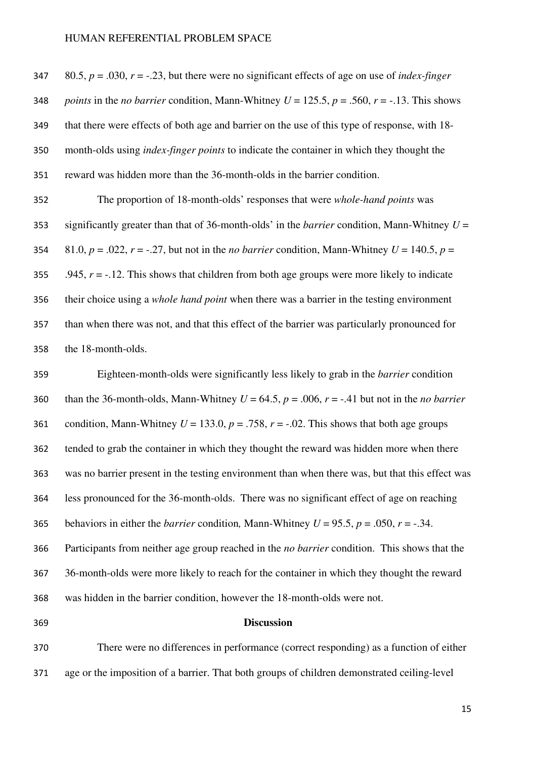80.5, $p = .030$, $r = -.23$, but there were no significant effects of age on use of *index-finger points* in the *no barrier* condition, Mann-Whitney $U = 125.5$, $p = .560$, $r = -.13$. This shows that there were effects of both age and barrier on the use of this type of response, with 18-month-olds using *index-finger points* to indicate the container in which they thought the reward was hidden more than the 36-month-olds in the barrier condition.

The proportion of 18-month-olds' responses that were *whole-hand points* was significantly greater than that of 36-month-olds' in the *barrier* condition, Mann-Whitney $U = 81.0$, $p = .022$, $r = -.27$, but not in the *no barrier* condition, Mann-Whitney $U = 140.5$, $p = .945$, $r = -.12$. This shows that children from both age groups were more likely to indicate their choice using a *whole hand point* when there was a barrier in the testing environment than when there was not, and that this effect of the barrier was particularly pronounced for the 18-month-olds.

Eighteen-month-olds were significantly less likely to grab in the *barrier* condition than the 36-month-olds, Mann-Whitney $U = 64.5$, $p = .006$, $r = -.41$ but not in the *no barrier* condition, Mann-Whitney $U = 133.0$, $p = .758$, $r = -.02$. This shows that both age groups tended to grab the container in which they thought the reward was hidden more when there was no barrier present in the testing environment than when there was, but that this effect was less pronounced for the 36-month-olds. There was no significant effect of age on reaching behaviors in either the *barrier* condition*,* Mann-Whitney $U = 95.5$, $p = .050$, $r = -.34$. Participants from neither age group reached in the *no barrier* condition. This shows that the 36-month-olds were more likely to reach for the container in which they thought the reward was hidden in the barrier condition, however the 18-month-olds were not.

## Discussion

There were no differences in performance (correct responding) as a function of either age or the imposition of a barrier. That both groups of children demonstrated ceiling-level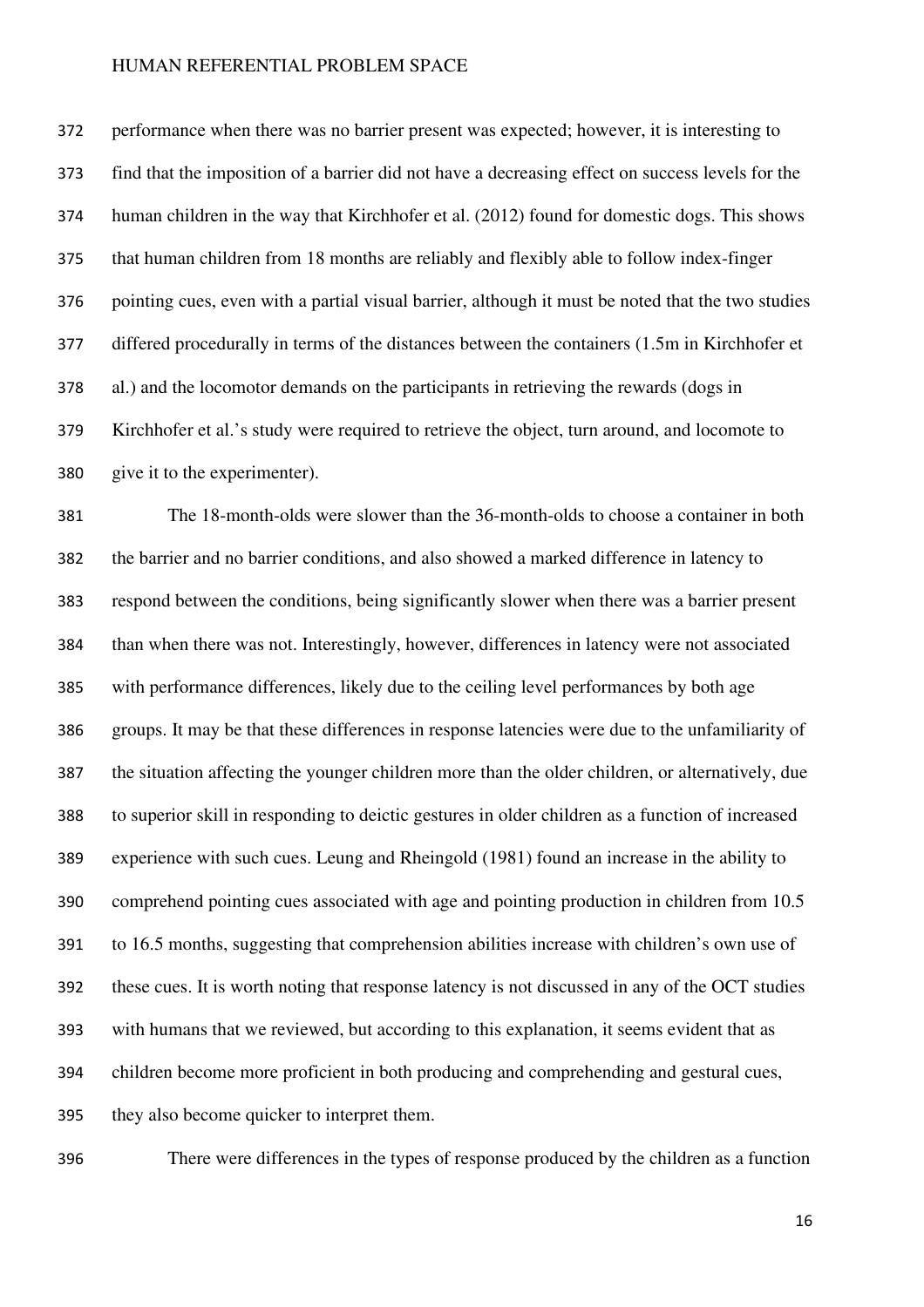performance when there was no barrier present was expected; however, it is interesting to find that the imposition of a barrier did not have a decreasing effect on success levels for the human children in the way that Kirchhofer et al. (2012) found for domestic dogs. This shows that human children from 18 months are reliably and flexibly able to follow index-finger pointing cues, even with a partial visual barrier, although it must be noted that the two studies differed procedurally in terms of the distances between the containers (1.5m in Kirchhofer et al.) and the locomotor demands on the participants in retrieving the rewards (dogs in Kirchhofer et al.'s study were required to retrieve the object, turn around, and locomote to give it to the experimenter).

The 18-month-olds were slower than the 36-month-olds to choose a container in both the barrier and no barrier conditions, and also showed a marked difference in latency to respond between the conditions, being significantly slower when there was a barrier present than when there was not. Interestingly, however, differences in latency were not associated with performance differences, likely due to the ceiling level performances by both age groups. It may be that these differences in response latencies were due to the unfamiliarity of the situation affecting the younger children more than the older children, or alternatively, due to superior skill in responding to deictic gestures in older children as a function of increased experience with such cues. Leung and Rheingold (1981) found an increase in the ability to comprehend pointing cues associated with age and pointing production in children from 10.5 to 16.5 months, suggesting that comprehension abilities increase with children's own use of these cues. It is worth noting that response latency is not discussed in any of the OCT studies with humans that we reviewed, but according to this explanation, it seems evident that as children become more proficient in both producing and comprehending and gestural cues, they also become quicker to interpret them.

There were differences in the types of response produced by the children as a function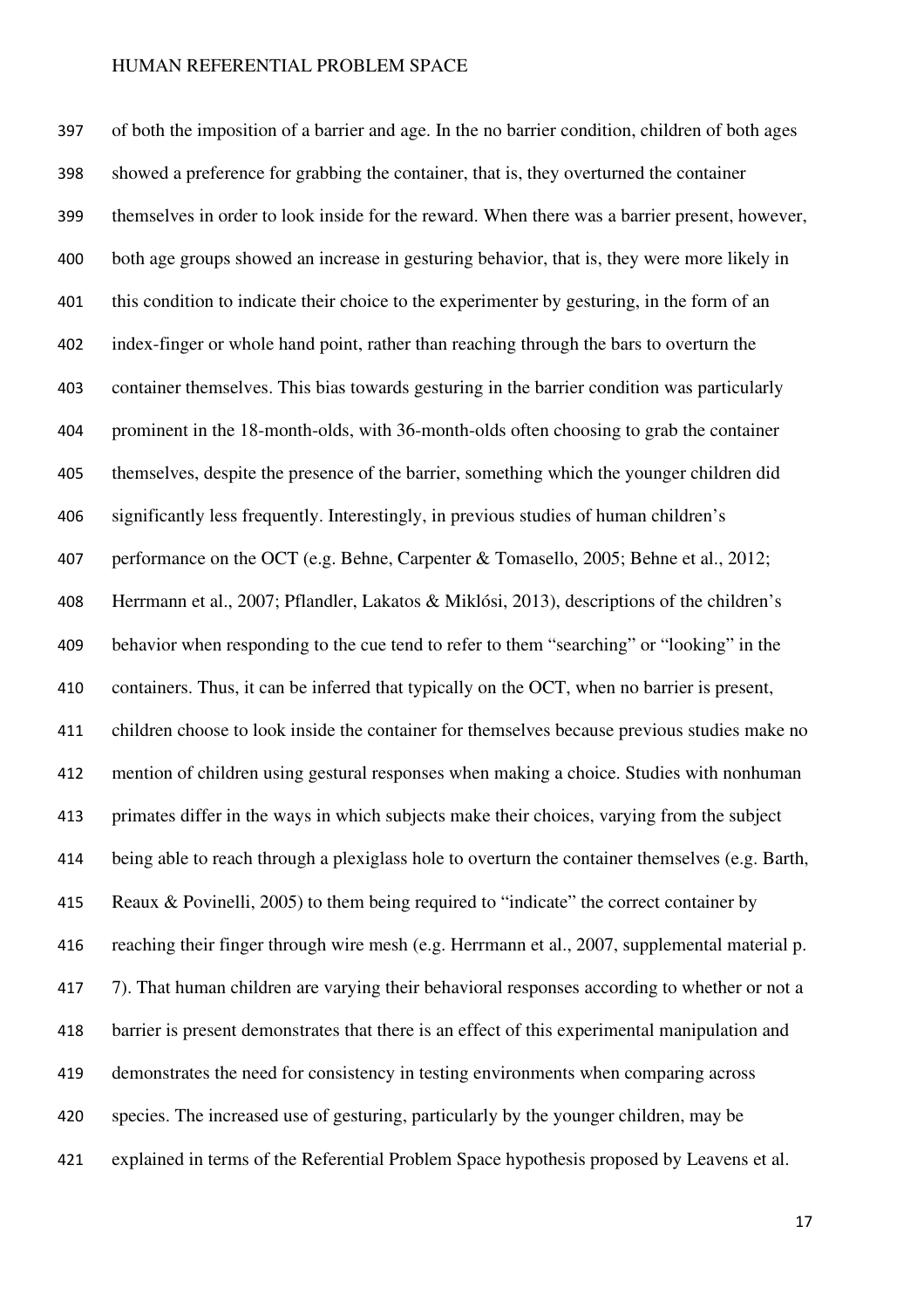of both the imposition of a barrier and age. In the no barrier condition, children of both ages showed a preference for grabbing the container, that is, they overturned the container themselves in order to look inside for the reward. When there was a barrier present, however, both age groups showed an increase in gesturing behavior, that is, they were more likely in this condition to indicate their choice to the experimenter by gesturing, in the form of an index-finger or whole hand point, rather than reaching through the bars to overturn the container themselves. This bias towards gesturing in the barrier condition was particularly prominent in the 18-month-olds, with 36-month-olds often choosing to grab the container themselves, despite the presence of the barrier, something which the younger children did significantly less frequently. Interestingly, in previous studies of human children's performance on the OCT (e.g. Behne, Carpenter & Tomasello, 2005; Behne et al., 2012; Herrmann et al., 2007; Pflandler, Lakatos & Miklósi, 2013), descriptions of the children's behavior when responding to the cue tend to refer to them "searching" or "looking" in the containers. Thus, it can be inferred that typically on the OCT, when no barrier is present, children choose to look inside the container for themselves because previous studies make no mention of children using gestural responses when making a choice. Studies with nonhuman primates differ in the ways in which subjects make their choices, varying from the subject being able to reach through a plexiglass hole to overturn the container themselves (e.g. Barth, Reaux & Povinelli, 2005) to them being required to "indicate" the correct container by reaching their finger through wire mesh (e.g. Herrmann et al., 2007, supplemental material p. 7). That human children are varying their behavioral responses according to whether or not a barrier is present demonstrates that there is an effect of this experimental manipulation and demonstrates the need for consistency in testing environments when comparing across species. The increased use of gesturing, particularly by the younger children, may be explained in terms of the Referential Problem Space hypothesis proposed by Leavens et al.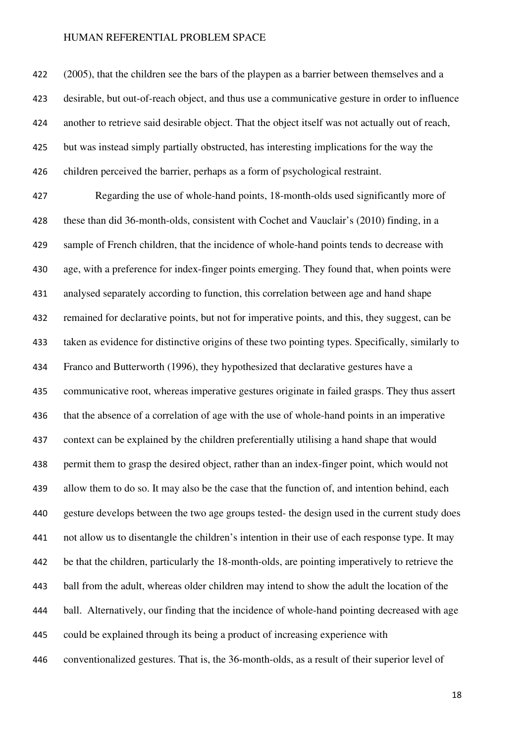(2005), that the children see the bars of the playpen as a barrier between themselves and a desirable, but out-of-reach object, and thus use a communicative gesture in order to influence another to retrieve said desirable object. That the object itself was not actually out of reach, but was instead simply partially obstructed, has interesting implications for the way the children perceived the barrier, perhaps as a form of psychological restraint.

Regarding the use of whole-hand points, 18-month-olds used significantly more of these than did 36-month-olds, consistent with Cochet and Vauclair's (2010) finding, in a sample of French children, that the incidence of whole-hand points tends to decrease with age, with a preference for index-finger points emerging. They found that, when points were analysed separately according to function, this correlation between age and hand shape remained for declarative points, but not for imperative points, and this, they suggest, can be taken as evidence for distinctive origins of these two pointing types. Specifically, similarly to Franco and Butterworth (1996), they hypothesized that declarative gestures have a communicative root, whereas imperative gestures originate in failed grasps. They thus assert that the absence of a correlation of age with the use of whole-hand points in an imperative context can be explained by the children preferentially utilising a hand shape that would permit them to grasp the desired object, rather than an index-finger point, which would not allow them to do so. It may also be the case that the function of, and intention behind, each gesture develops between the two age groups tested- the design used in the current study does not allow us to disentangle the children's intention in their use of each response type. It may be that the children, particularly the 18-month-olds, are pointing imperatively to retrieve the ball from the adult, whereas older children may intend to show the adult the location of the ball. Alternatively, our finding that the incidence of whole-hand pointing decreased with age could be explained through its being a product of increasing experience with conventionalized gestures. That is, the 36-month-olds, as a result of their superior level of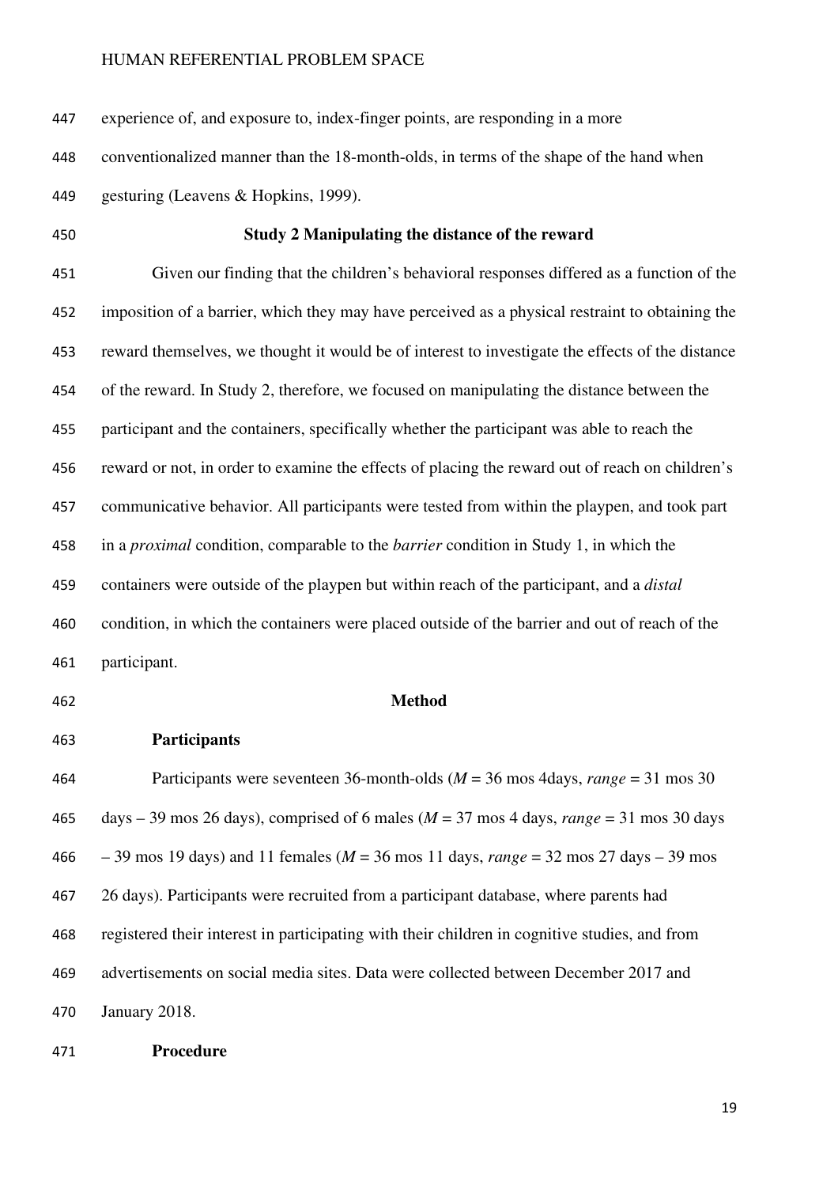experience of, and exposure to, index-finger points, are responding in a more conventionalized manner than the 18-month-olds, in terms of the shape of the hand when gesturing (Leavens & Hopkins, 1999).

## Study 2 Manipulating the distance of the reward

Given our finding that the children's behavioral responses differed as a function of the imposition of a barrier, which they may have perceived as a physical restraint to obtaining the reward themselves, we thought it would be of interest to investigate the effects of the distance of the reward. In Study 2, therefore, we focused on manipulating the distance between the participant and the containers, specifically whether the participant was able to reach the reward or not, in order to examine the effects of placing the reward out of reach on children's communicative behavior. All participants were tested from within the playpen, and took part in a *proximal* condition, comparable to the *barrier* condition in Study 1, in which the containers were outside of the playpen but within reach of the participant, and a *distal* condition, in which the containers were placed outside of the barrier and out of reach of the participant.

## Method

### Participants

Participants were seventeen 36-month-olds (*M* = 36 mos 4days, *range* = 31 mos 30 days – 39 mos 26 days), comprised of 6 males (*M* = 37 mos 4 days, *range* = 31 mos 30 days – 39 mos 19 days) and 11 females (*M* = 36 mos 11 days, *range* = 32 mos 27 days – 39 mos 26 days). Participants were recruited from a participant database, where parents had registered their interest in participating with their children in cognitive studies, and from advertisements on social media sites. Data were collected between December 2017 and January 2018.

### Procedure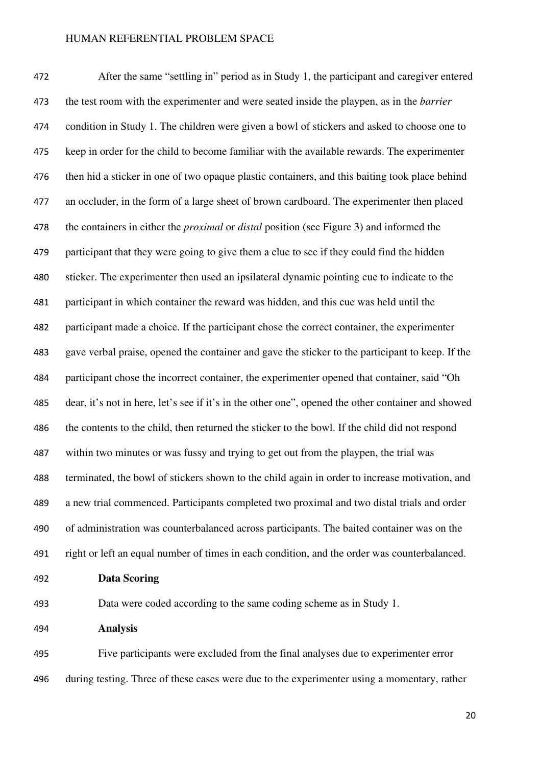After the same "settling in" period as in Study 1, the participant and caregiver entered the test room with the experimenter and were seated inside the playpen, as in the *barrier* condition in Study 1. The children were given a bowl of stickers and asked to choose one to keep in order for the child to become familiar with the available rewards. The experimenter then hid a sticker in one of two opaque plastic containers, and this baiting took place behind an occluder, in the form of a large sheet of brown cardboard. The experimenter then placed the containers in either the *proximal* or *distal* position (see Figure 3) and informed the participant that they were going to give them a clue to see if they could find the hidden sticker. The experimenter then used an ipsilateral dynamic pointing cue to indicate to the participant in which container the reward was hidden, and this cue was held until the participant made a choice. If the participant chose the correct container, the experimenter gave verbal praise, opened the container and gave the sticker to the participant to keep. If the participant chose the incorrect container, the experimenter opened that container, said "Oh dear, it's not in here, let's see if it's in the other one", opened the other container and showed the contents to the child, then returned the sticker to the bowl. If the child did not respond within two minutes or was fussy and trying to get out from the playpen, the trial was terminated, the bowl of stickers shown to the child again in order to increase motivation, and a new trial commenced. Participants completed two proximal and two distal trials and order of administration was counterbalanced across participants. The baited container was on the right or left an equal number of times in each condition, and the order was counterbalanced.

**Data Scoring**

Data were coded according to the same coding scheme as in Study 1.

**Analysis**

Five participants were excluded from the final analyses due to experimenter error during testing. Three of these cases were due to the experimenter using a momentary, rather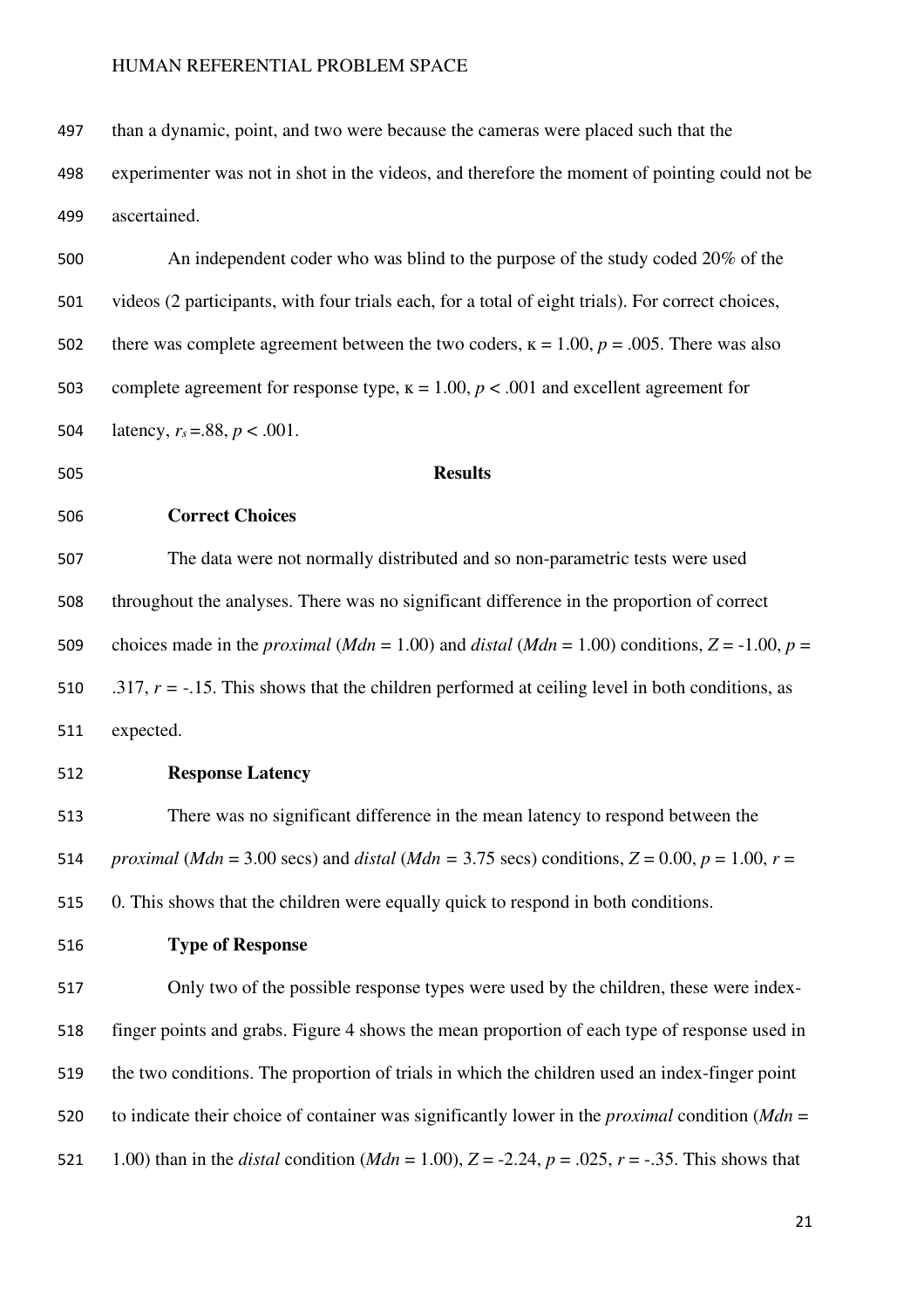than a dynamic, point, and two were because the cameras were placed such that the experimenter was not in shot in the videos, and therefore the moment of pointing could not be ascertained.

An independent coder who was blind to the purpose of the study coded 20% of the videos (2 participants, with four trials each, for a total of eight trials). For correct choices, there was complete agreement between the two coders, $\kappa = 1.00$, $p = .005$. There was also complete agreement for response type, $\kappa = 1.00$, $p < .001$ and excellent agreement for latency, $r_s = .88$, $p < .001$.

## Results

### Correct Choices

The data were not normally distributed and so non-parametric tests were used throughout the analyses. There was no significant difference in the proportion of correct choices made in the *proximal* ($Mdn = 1.00$) and *distal* ($Mdn = 1.00$) conditions, $Z = -1.00$, $p = .317$, $r = -.15$. This shows that the children performed at ceiling level in both conditions, as expected.

### Response Latency

There was no significant difference in the mean latency to respond between the *proximal* ($Mdn = 3.00$ secs) and *distal* ($Mdn = 3.75$ secs) conditions, $Z = 0.00$, $p = 1.00$, $r = 0$. This shows that the children were equally quick to respond in both conditions.

### Type of Response

Only two of the possible response types were used by the children, these were index-finger points and grabs. Figure 4 shows the mean proportion of each type of response used in the two conditions. The proportion of trials in which the children used an index-finger point to indicate their choice of container was significantly lower in the *proximal* condition ($Mdn = 1.00$) than in the *distal* condition ($Mdn = 1.00$), $Z = -2.24$, $p = .025$, $r = -.35$. This shows that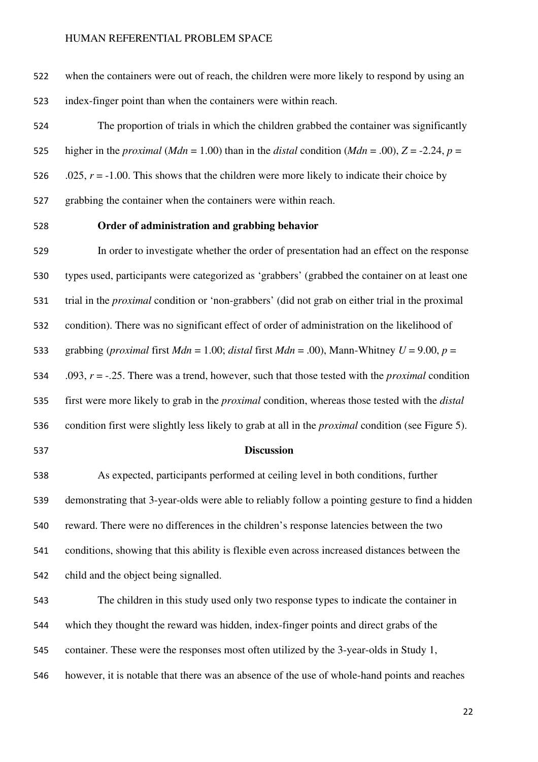when the containers were out of reach, the children were more likely to respond by using an index-finger point than when the containers were within reach.

The proportion of trials in which the children grabbed the container was significantly higher in the *proximal* ($Mdn$ = 1.00) than in the *distal* condition ($Mdn$ = .00), $Z$ = -2.24, $p$ = .025, $r$ = -1.00. This shows that the children were more likely to indicate their choice by grabbing the container when the containers were within reach.

### Order of administration and grabbing behavior

In order to investigate whether the order of presentation had an effect on the response types used, participants were categorized as 'grabbers' (grabbed the container on at least one trial in the *proximal* condition or 'non-grabbers' (did not grab on either trial in the proximal condition). There was no significant effect of order of administration on the likelihood of grabbing (*proximal* first $Mdn$ = 1.00; *distal* first $Mdn$ = .00), Mann-Whitney $U$ = 9.00, $p$ = .093, $r$ = -.25. There was a trend, however, such that those tested with the *proximal* condition first were more likely to grab in the *proximal* condition, whereas those tested with the *distal* condition first were slightly less likely to grab at all in the *proximal* condition (see Figure 5).

## Discussion

As expected, participants performed at ceiling level in both conditions, further demonstrating that 3-year-olds were able to reliably follow a pointing gesture to find a hidden reward. There were no differences in the children's response latencies between the two conditions, showing that this ability is flexible even across increased distances between the child and the object being signalled.

The children in this study used only two response types to indicate the container in which they thought the reward was hidden, index-finger points and direct grabs of the container. These were the responses most often utilized by the 3-year-olds in Study 1, however, it is notable that there was an absence of the use of whole-hand points and reaches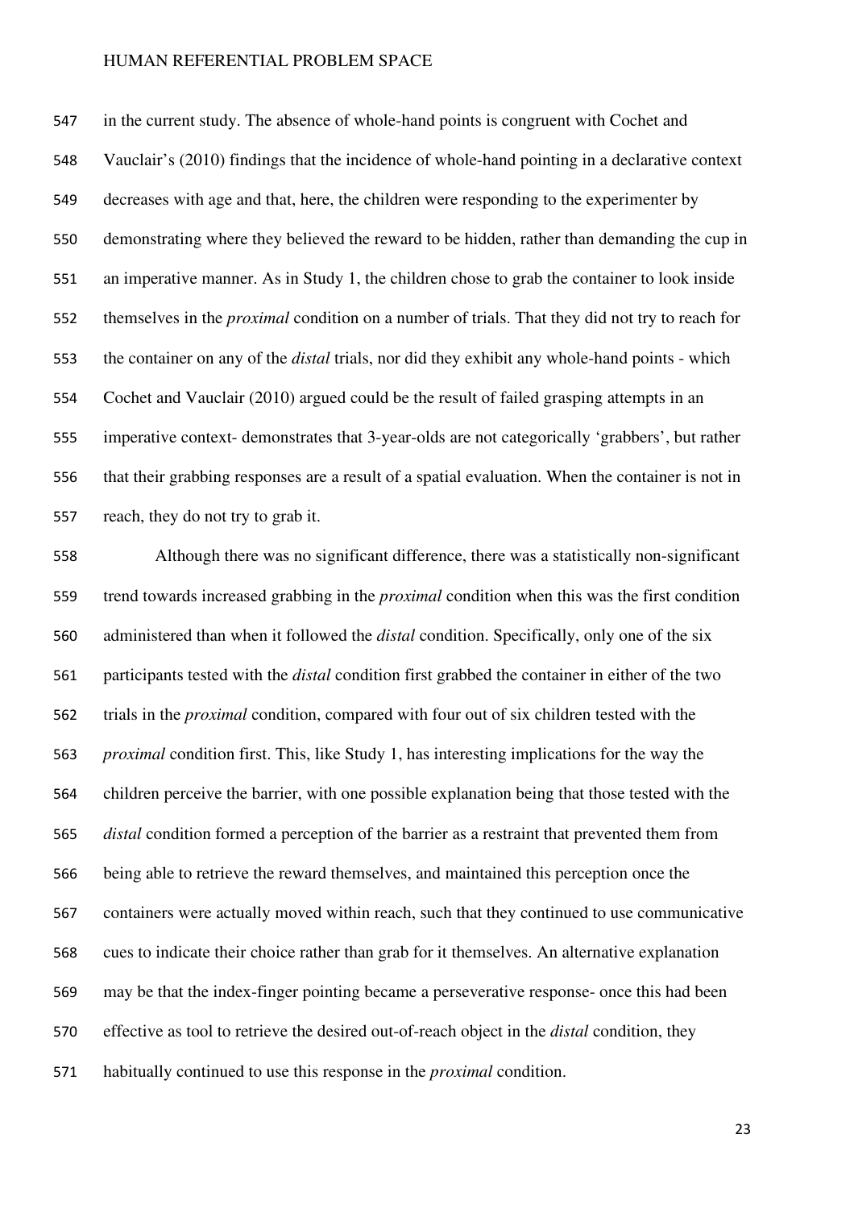in the current study. The absence of whole-hand points is congruent with Cochet and Vauclair's (2010) findings that the incidence of whole-hand pointing in a declarative context decreases with age and that, here, the children were responding to the experimenter by demonstrating where they believed the reward to be hidden, rather than demanding the cup in an imperative manner. As in Study 1, the children chose to grab the container to look inside themselves in the *proximal* condition on a number of trials. That they did not try to reach for the container on any of the *distal* trials, nor did they exhibit any whole-hand points - which Cochet and Vauclair (2010) argued could be the result of failed grasping attempts in an imperative context- demonstrates that 3-year-olds are not categorically 'grabbers', but rather that their grabbing responses are a result of a spatial evaluation. When the container is not in reach, they do not try to grab it.

Although there was no significant difference, there was a statistically non-significant trend towards increased grabbing in the *proximal* condition when this was the first condition administered than when it followed the *distal* condition. Specifically, only one of the six participants tested with the *distal* condition first grabbed the container in either of the two trials in the *proximal* condition, compared with four out of six children tested with the *proximal* condition first. This, like Study 1, has interesting implications for the way the children perceive the barrier, with one possible explanation being that those tested with the *distal* condition formed a perception of the barrier as a restraint that prevented them from being able to retrieve the reward themselves, and maintained this perception once the containers were actually moved within reach, such that they continued to use communicative cues to indicate their choice rather than grab for it themselves. An alternative explanation may be that the index-finger pointing became a perseverative response- once this had been effective as tool to retrieve the desired out-of-reach object in the *distal* condition, they habitually continued to use this response in the *proximal* condition.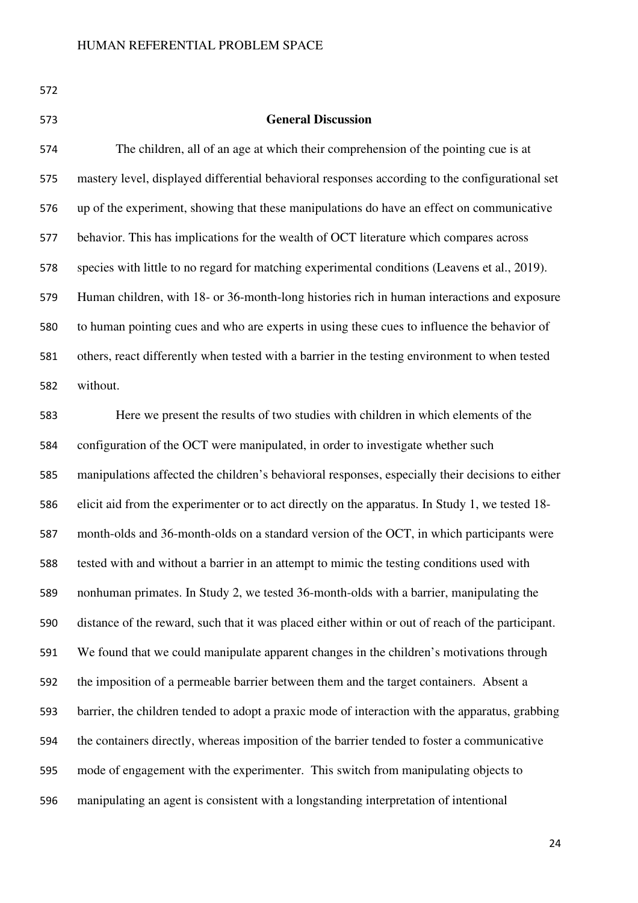## General Discussion

The children, all of an age at which their comprehension of the pointing cue is at mastery level, displayed differential behavioral responses according to the configurational set up of the experiment, showing that these manipulations do have an effect on communicative behavior. This has implications for the wealth of OCT literature which compares across species with little to no regard for matching experimental conditions (Leavens et al., 2019). Human children, with 18- or 36-month-long histories rich in human interactions and exposure to human pointing cues and who are experts in using these cues to influence the behavior of others, react differently when tested with a barrier in the testing environment to when tested without.

Here we present the results of two studies with children in which elements of the configuration of the OCT were manipulated, in order to investigate whether such manipulations affected the children's behavioral responses, especially their decisions to either elicit aid from the experimenter or to act directly on the apparatus. In Study 1, we tested 18-month-olds and 36-month-olds on a standard version of the OCT, in which participants were tested with and without a barrier in an attempt to mimic the testing conditions used with nonhuman primates. In Study 2, we tested 36-month-olds with a barrier, manipulating the distance of the reward, such that it was placed either within or out of reach of the participant. We found that we could manipulate apparent changes in the children's motivations through the imposition of a permeable barrier between them and the target containers. Absent a barrier, the children tended to adopt a praxic mode of interaction with the apparatus, grabbing the containers directly, whereas imposition of the barrier tended to foster a communicative mode of engagement with the experimenter. This switch from manipulating objects to manipulating an agent is consistent with a longstanding interpretation of intentional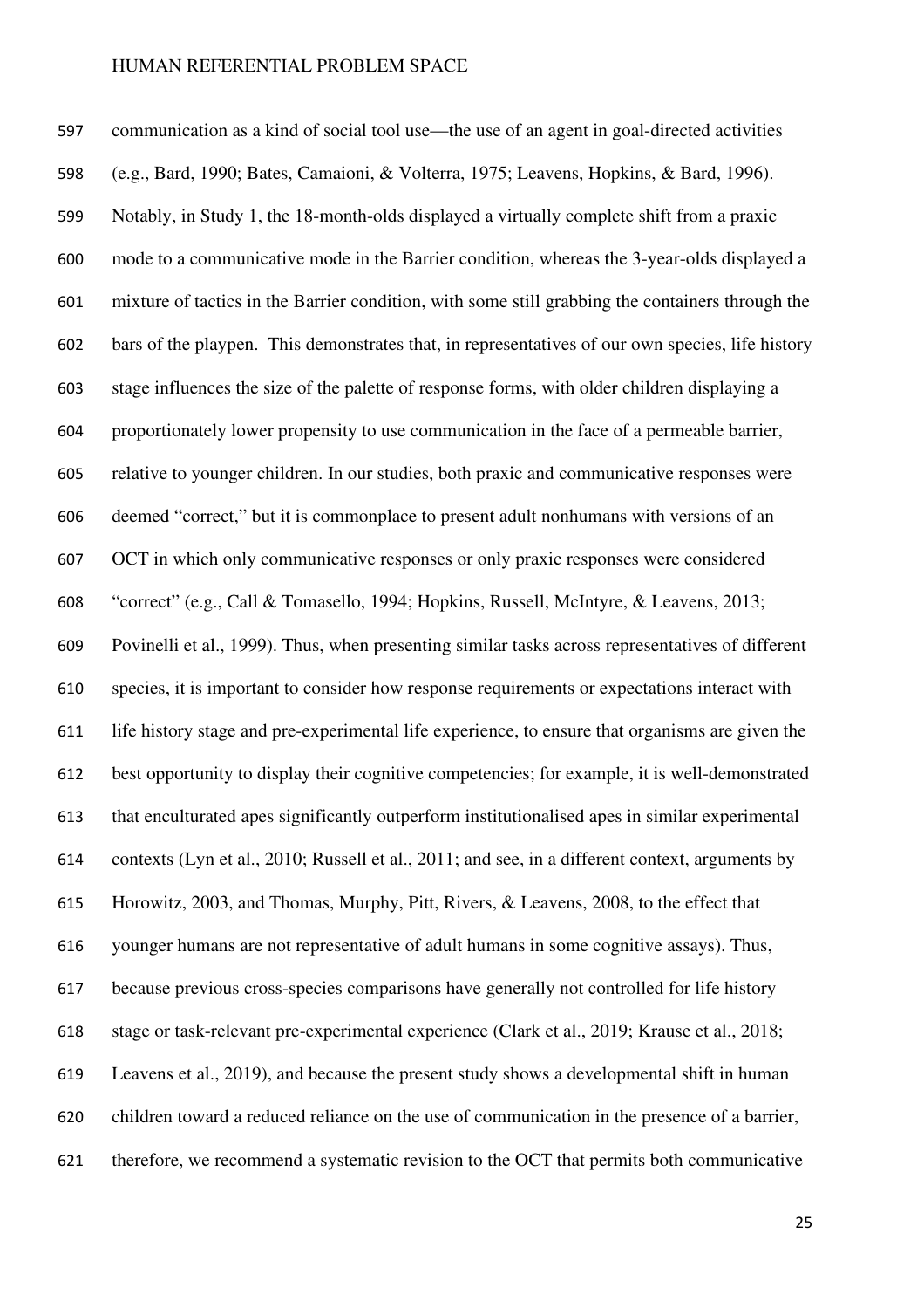communication as a kind of social tool use—the use of an agent in goal-directed activities (e.g., Bard, 1990; Bates, Camaioni, & Volterra, 1975; Leavens, Hopkins, & Bard, 1996). Notably, in Study 1, the 18-month-olds displayed a virtually complete shift from a praxic mode to a communicative mode in the Barrier condition, whereas the 3-year-olds displayed a mixture of tactics in the Barrier condition, with some still grabbing the containers through the bars of the playpen. This demonstrates that, in representatives of our own species, life history stage influences the size of the palette of response forms, with older children displaying a proportionately lower propensity to use communication in the face of a permeable barrier, relative to younger children. In our studies, both praxic and communicative responses were deemed "correct," but it is commonplace to present adult nonhumans with versions of an OCT in which only communicative responses or only praxic responses were considered "correct" (e.g., Call & Tomasello, 1994; Hopkins, Russell, McIntyre, & Leavens, 2013; Povinelli et al., 1999). Thus, when presenting similar tasks across representatives of different species, it is important to consider how response requirements or expectations interact with life history stage and pre-experimental life experience, to ensure that organisms are given the best opportunity to display their cognitive competencies; for example, it is well-demonstrated that enculturated apes significantly outperform institutionalised apes in similar experimental contexts (Lyn et al., 2010; Russell et al., 2011; and see, in a different context, arguments by Horowitz, 2003, and Thomas, Murphy, Pitt, Rivers, & Leavens, 2008, to the effect that younger humans are not representative of adult humans in some cognitive assays). Thus, because previous cross-species comparisons have generally not controlled for life history stage or task-relevant pre-experimental experience (Clark et al., 2019; Krause et al., 2018; Leavens et al., 2019), and because the present study shows a developmental shift in human children toward a reduced reliance on the use of communication in the presence of a barrier, therefore, we recommend a systematic revision to the OCT that permits both communicative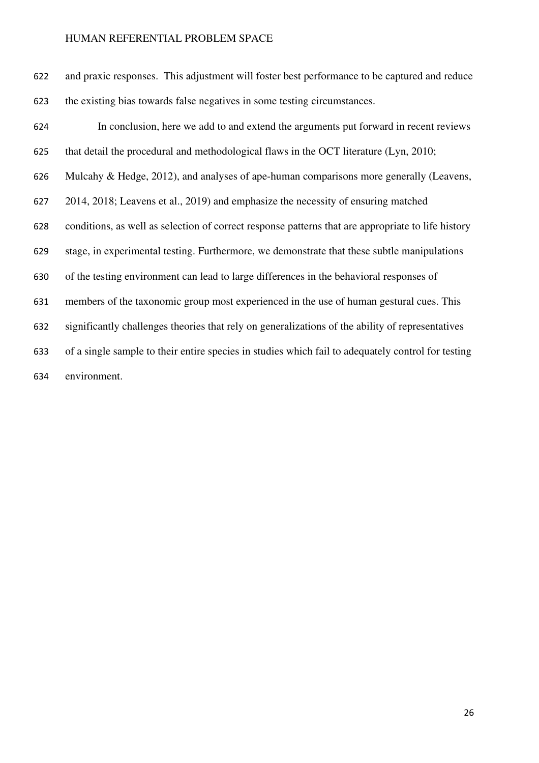and praxic responses. This adjustment will foster best performance to be captured and reduce the existing bias towards false negatives in some testing circumstances.

In conclusion, here we add to and extend the arguments put forward in recent reviews that detail the procedural and methodological flaws in the OCT literature (Lyn, 2010; Mulcahy & Hedge, 2012), and analyses of ape-human comparisons more generally (Leavens, 2014, 2018; Leavens et al., 2019) and emphasize the necessity of ensuring matched conditions, as well as selection of correct response patterns that are appropriate to life history stage, in experimental testing. Furthermore, we demonstrate that these subtle manipulations of the testing environment can lead to large differences in the behavioral responses of members of the taxonomic group most experienced in the use of human gestural cues. This significantly challenges theories that rely on generalizations of the ability of representatives of a single sample to their entire species in studies which fail to adequately control for testing environment.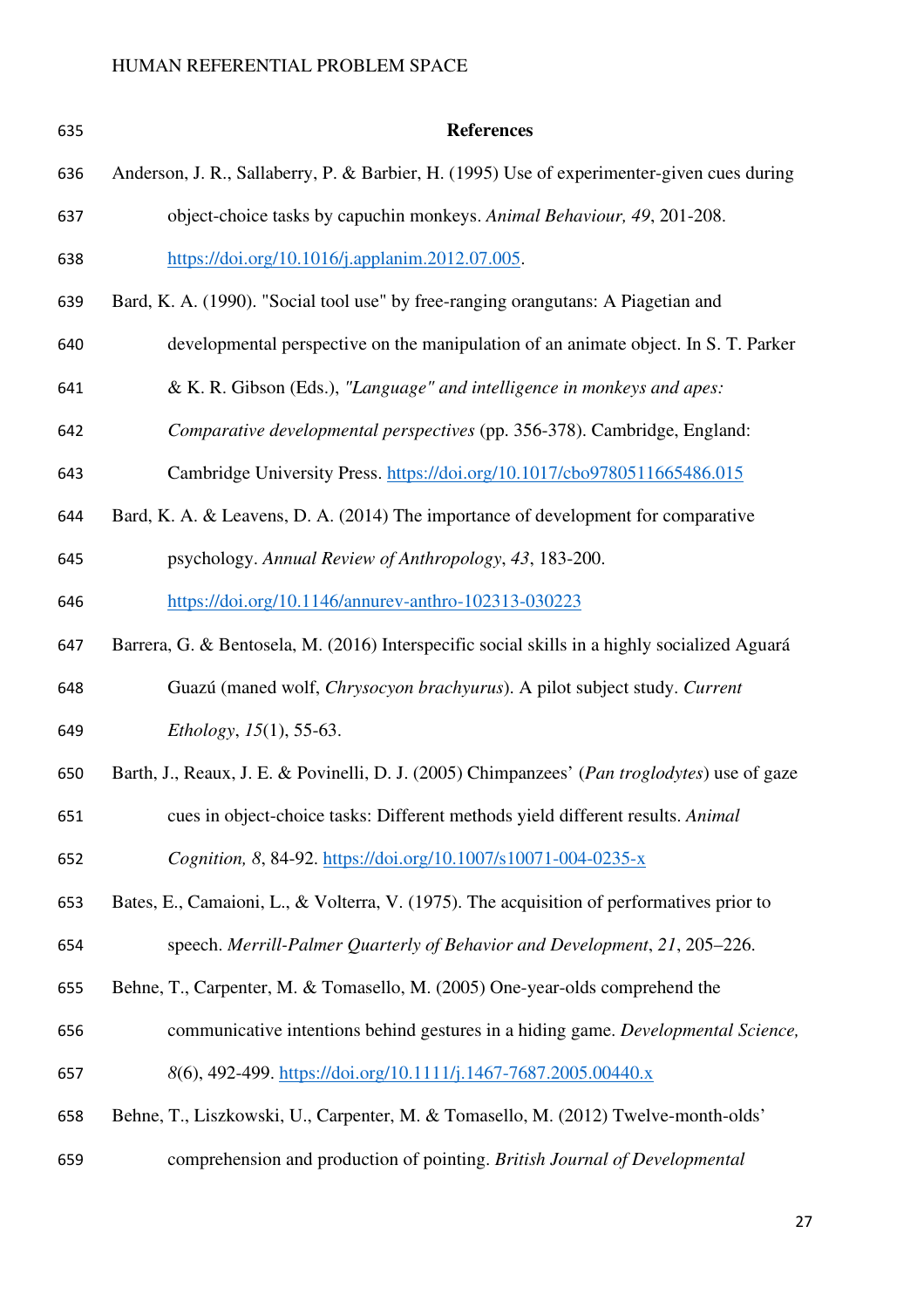## References

Anderson, J. R., Sallaberry, P. & Barbier, H. (1995) Use of experimenter-given cues during object-choice tasks by capuchin monkeys. *Animal Behaviour, 49*, 201-208. https://doi.org/10.1016/j.applanim.2012.07.005.

Bard, K. A. (1990). "Social tool use" by free-ranging orangutans: A Piagetian and developmental perspective on the manipulation of an animate object. In S. T. Parker & K. R. Gibson (Eds.), *"Language" and intelligence in monkeys and apes: Comparative developmental perspectives* (pp. 356-378). Cambridge, England: Cambridge University Press. https://doi.org/10.1017/cbo9780511665486.015

Bard, K. A. & Leavens, D. A. (2014) The importance of development for comparative psychology. *Annual Review of Anthropology*, *43*, 183-200. https://doi.org/10.1146/annurev-anthro-102313-030223

Barrera, G. & Bentosela, M. (2016) Interspecific social skills in a highly socialized Aguará Guazú (maned wolf, *Chrysocyon brachyurus*). A pilot subject study. *Current Ethology*, *15*(1), 55-63.

Barth, J., Reaux, J. E. & Povinelli, D. J. (2005) Chimpanzees' (*Pan troglodytes*) use of gaze cues in object-choice tasks: Different methods yield different results. *Animal Cognition, 8*, 84-92. https://doi.org/10.1007/s10071-004-0235-x

Bates, E., Camaioni, L., & Volterra, V. (1975). The acquisition of performatives prior to speech. *Merrill-Palmer Quarterly of Behavior and Development*, *21*, 205–226.

Behne, T., Carpenter, M. & Tomasello, M. (2005) One-year-olds comprehend the communicative intentions behind gestures in a hiding game. *Developmental Science, 8*(6), 492-499. https://doi.org/10.1111/j.1467-7687.2005.00440.x

Behne, T., Liszkowski, U., Carpenter, M. & Tomasello, M. (2012) Twelve-month-olds' comprehension and production of pointing. *British Journal of Developmental*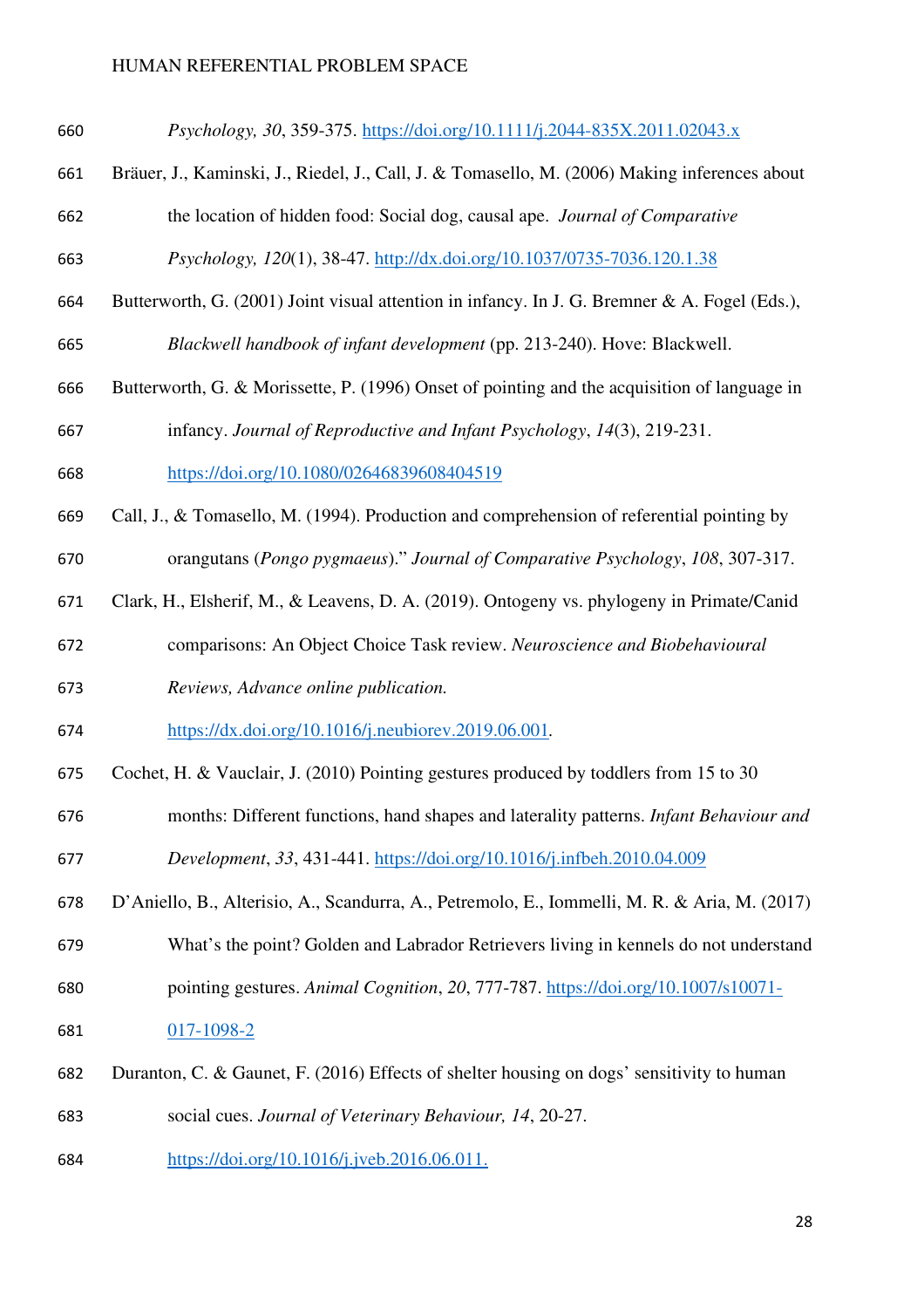*Psychology, 30*, 359-375. https://doi.org/10.1111/j.2044-835X.2011.02043.x

Bräuer, J., Kaminski, J., Riedel, J., Call, J. & Tomasello, M. (2006) Making inferences about the location of hidden food: Social dog, causal ape. *Journal of Comparative Psychology, 120*(1), 38-47. http://dx.doi.org/10.1037/0735-7036.120.1.38

Butterworth, G. (2001) Joint visual attention in infancy. In J. G. Bremner & A. Fogel (Eds.), *Blackwell handbook of infant development* (pp. 213-240). Hove: Blackwell.

Butterworth, G. & Morissette, P. (1996) Onset of pointing and the acquisition of language in infancy. *Journal of Reproductive and Infant Psychology*, *14*(3), 219-231. https://doi.org/10.1080/02646839608404519

Call, J., & Tomasello, M. (1994). Production and comprehension of referential pointing by orangutans (*Pongo pygmaeus*)." *Journal of Comparative Psychology*, *108*, 307-317.

Clark, H., Elsherif, M., & Leavens, D. A. (2019). Ontogeny vs. phylogeny in Primate/Canid comparisons: An Object Choice Task review. *Neuroscience and Biobehavioural Reviews, Advance online publication.* https://dx.doi.org/10.1016/j.neubiorev.2019.06.001.

Cochet, H. & Vauclair, J. (2010) Pointing gestures produced by toddlers from 15 to 30 months: Different functions, hand shapes and laterality patterns. *Infant Behaviour and Development*, *33*, 431-441. https://doi.org/10.1016/j.infbeh.2010.04.009

D'Aniello, B., Alterisio, A., Scandurra, A., Petremolo, E., Iommelli, M. R. & Aria, M. (2017) What's the point? Golden and Labrador Retrievers living in kennels do not understand pointing gestures. *Animal Cognition*, *20*, 777-787. https://doi.org/10.1007/s10071-017-1098-2

Duranton, C. & Gaunet, F. (2016) Effects of shelter housing on dogs' sensitivity to human social cues. *Journal of Veterinary Behaviour, 14*, 20-27. https://doi.org/10.1016/j.jveb.2016.06.011.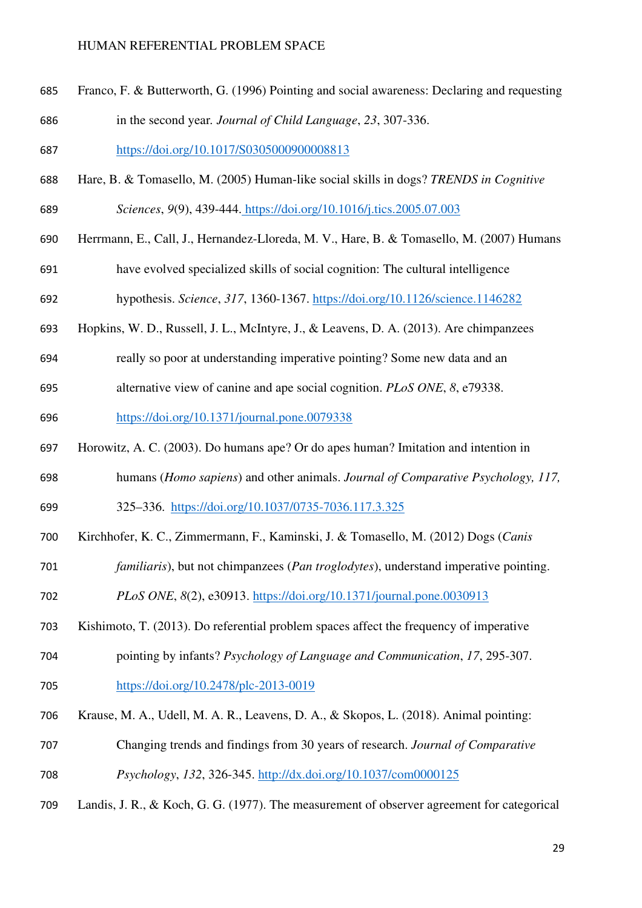Franco, F. & Butterworth, G. (1996) Pointing and social awareness: Declaring and requesting in the second year. *Journal of Child Language*, *23*, 307-336. https://doi.org/10.1017/S0305000900008813

Hare, B. & Tomasello, M. (2005) Human-like social skills in dogs? *TRENDS in Cognitive Sciences*, *9*(9), 439-444. https://doi.org/10.1016/j.tics.2005.07.003

Herrmann, E., Call, J., Hernandez-Lloreda, M. V., Hare, B. & Tomasello, M. (2007) Humans have evolved specialized skills of social cognition: The cultural intelligence hypothesis. *Science*, *317*, 1360-1367. https://doi.org/10.1126/science.1146282

Hopkins, W. D., Russell, J. L., McIntyre, J., & Leavens, D. A. (2013). Are chimpanzees really so poor at understanding imperative pointing? Some new data and an alternative view of canine and ape social cognition. *PLoS ONE*, *8*, e79338. https://doi.org/10.1371/journal.pone.0079338

Horowitz, A. C. (2003). Do humans ape? Or do apes human? Imitation and intention in humans (*Homo sapiens*) and other animals. *Journal of Comparative Psychology, 117,* 325–336. https://doi.org/10.1037/0735-7036.117.3.325

Kirchhofer, K. C., Zimmermann, F., Kaminski, J. & Tomasello, M. (2012) Dogs (*Canis familiaris*), but not chimpanzees (*Pan troglodytes*), understand imperative pointing. *PLoS ONE*, *8*(2), e30913. https://doi.org/10.1371/journal.pone.0030913

Kishimoto, T. (2013). Do referential problem spaces affect the frequency of imperative pointing by infants? *Psychology of Language and Communication*, *17*, 295-307. https://doi.org/10.2478/plc-2013-0019

Krause, M. A., Udell, M. A. R., Leavens, D. A., & Skopos, L. (2018). Animal pointing: Changing trends and findings from 30 years of research. *Journal of Comparative Psychology*, *132*, 326-345. http://dx.doi.org/10.1037/com0000125

Landis, J. R., & Koch, G. G. (1977). The measurement of observer agreement for categorical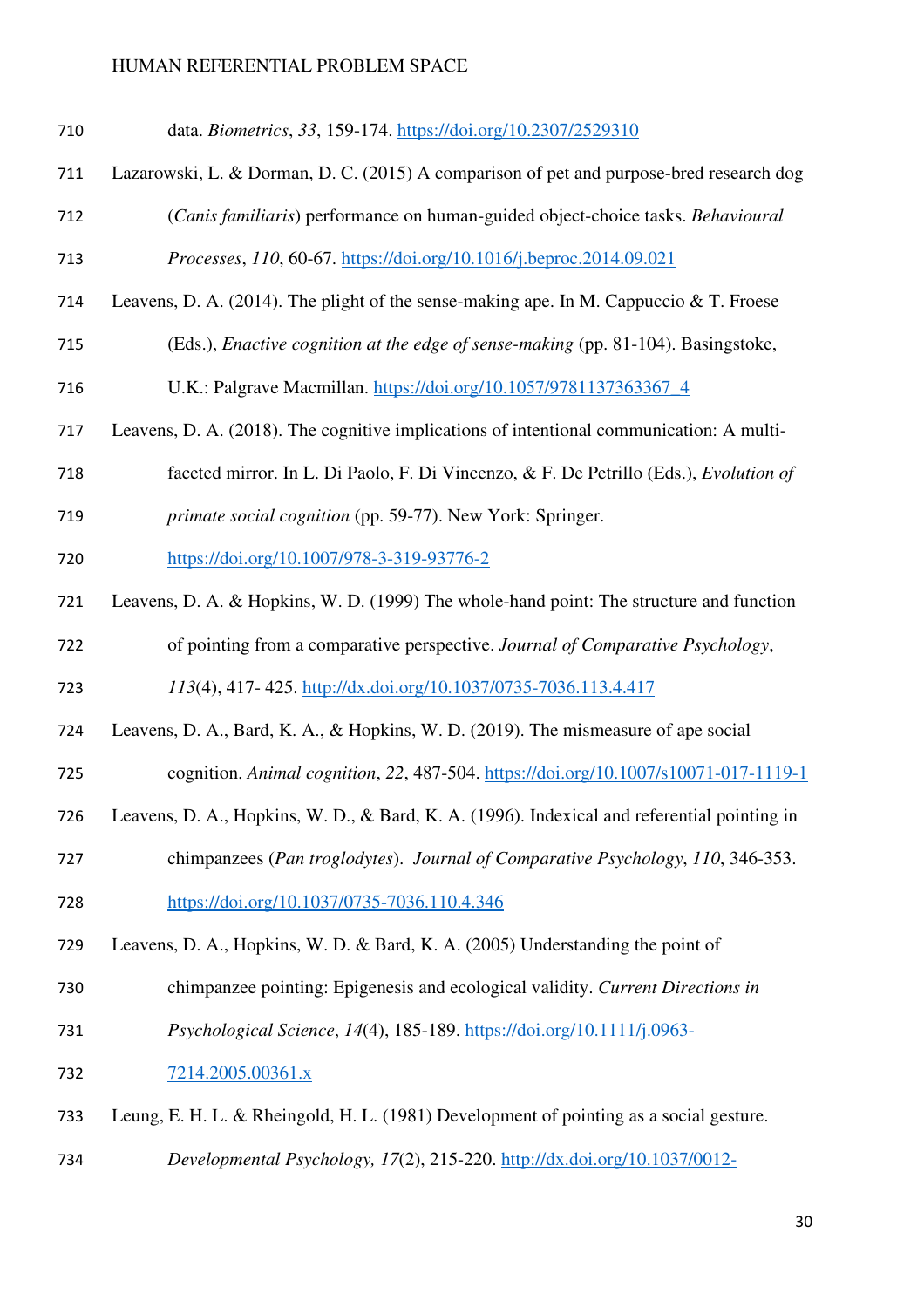data. *Biometrics*, *33*, 159-174. https://doi.org/10.2307/2529310

Lazarowski, L. & Dorman, D. C. (2015) A comparison of pet and purpose-bred research dog (*Canis familiaris*) performance on human-guided object-choice tasks. *Behavioural Processes*, *110*, 60-67. https://doi.org/10.1016/j.beproc.2014.09.021

Leavens, D. A. (2014). The plight of the sense-making ape. In M. Cappuccio & T. Froese (Eds.), *Enactive cognition at the edge of sense-making* (pp. 81-104). Basingstoke, U.K.: Palgrave Macmillan. https://doi.org/10.1057/9781137363367_4

Leavens, D. A. (2018). The cognitive implications of intentional communication: A multi-faceted mirror. In L. Di Paolo, F. Di Vincenzo, & F. De Petrillo (Eds.), *Evolution of primate social cognition* (pp. 59-77). New York: Springer. https://doi.org/10.1007/978-3-319-93776-2

Leavens, D. A. & Hopkins, W. D. (1999) The whole-hand point: The structure and function of pointing from a comparative perspective. *Journal of Comparative Psychology*, *113*(4), 417- 425. http://dx.doi.org/10.1037/0735-7036.113.4.417

Leavens, D. A., Bard, K. A., & Hopkins, W. D. (2019). The mismeasure of ape social cognition. *Animal cognition*, *22*, 487-504. https://doi.org/10.1007/s10071-017-1119-1

Leavens, D. A., Hopkins, W. D., & Bard, K. A. (1996). Indexical and referential pointing in chimpanzees (*Pan troglodytes*). *Journal of Comparative Psychology*, *110*, 346-353. https://doi.org/10.1037/0735-7036.110.4.346

Leavens, D. A., Hopkins, W. D. & Bard, K. A. (2005) Understanding the point of chimpanzee pointing: Epigenesis and ecological validity. *Current Directions in Psychological Science*, *14*(4), 185-189. https://doi.org/10.1111/j.0963-7214.2005.00361.x

Leung, E. H. L. & Rheingold, H. L. (1981) Development of pointing as a social gesture. *Developmental Psychology, 17*(2), 215-220. http://dx.doi.org/10.1037/0012-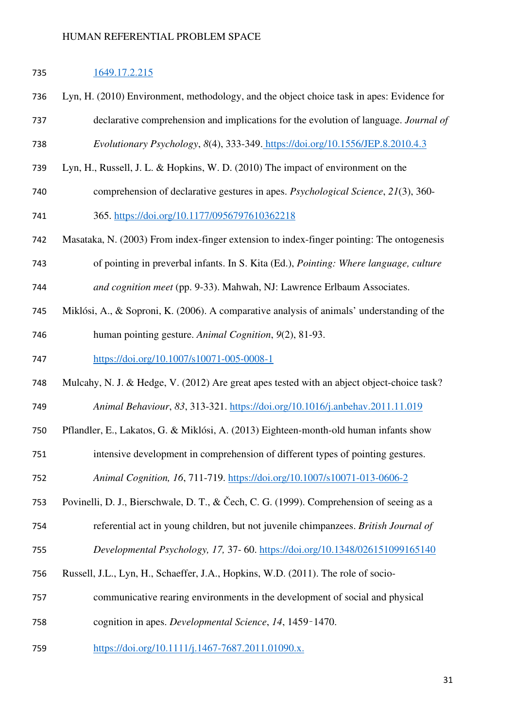1649.17.2.215

Lyn, H. (2010) Environment, methodology, and the object choice task in apes: Evidence for declarative comprehension and implications for the evolution of language. *Journal of Evolutionary Psychology*, *8*(4), 333-349. https://doi.org/10.1556/JEP.8.2010.4.3

Lyn, H., Russell, J. L. & Hopkins, W. D. (2010) The impact of environment on the comprehension of declarative gestures in apes. *Psychological Science*, *21*(3), 360-365. https://doi.org/10.1177/0956797610362218

Masataka, N. (2003) From index-finger extension to index-finger pointing: The ontogenesis of pointing in preverbal infants. In S. Kita (Ed.), *Pointing: Where language, culture and cognition meet* (pp. 9-33). Mahwah, NJ: Lawrence Erlbaum Associates.

Miklósi, A., & Soproni, K. (2006). A comparative analysis of animals' understanding of the human pointing gesture. *Animal Cognition*, *9*(2), 81-93. https://doi.org/10.1007/s10071-005-0008-1

Mulcahy, N. J. & Hedge, V. (2012) Are great apes tested with an abject object-choice task? *Animal Behaviour*, *83*, 313-321. https://doi.org/10.1016/j.anbehav.2011.11.019

Pflandler, E., Lakatos, G. & Miklósi, A. (2013) Eighteen-month-old human infants show intensive development in comprehension of different types of pointing gestures. *Animal Cognition, 16*, 711-719. https://doi.org/10.1007/s10071-013-0606-2

Povinelli, D. J., Bierschwale, D. T., & Čech, C. G. (1999). Comprehension of seeing as a referential act in young children, but not juvenile chimpanzees. *British Journal of Developmental Psychology, 17,* 37- 60. https://doi.org/10.1348/026151099165140

Russell, J.L., Lyn, H., Schaeffer, J.A., Hopkins, W.D. (2011). The role of socio-communicative rearing environments in the development of social and physical cognition in apes. *Developmental Science*, *14*, 1459‑1470. https://doi.org/10.1111/j.1467-7687.2011.01090.x.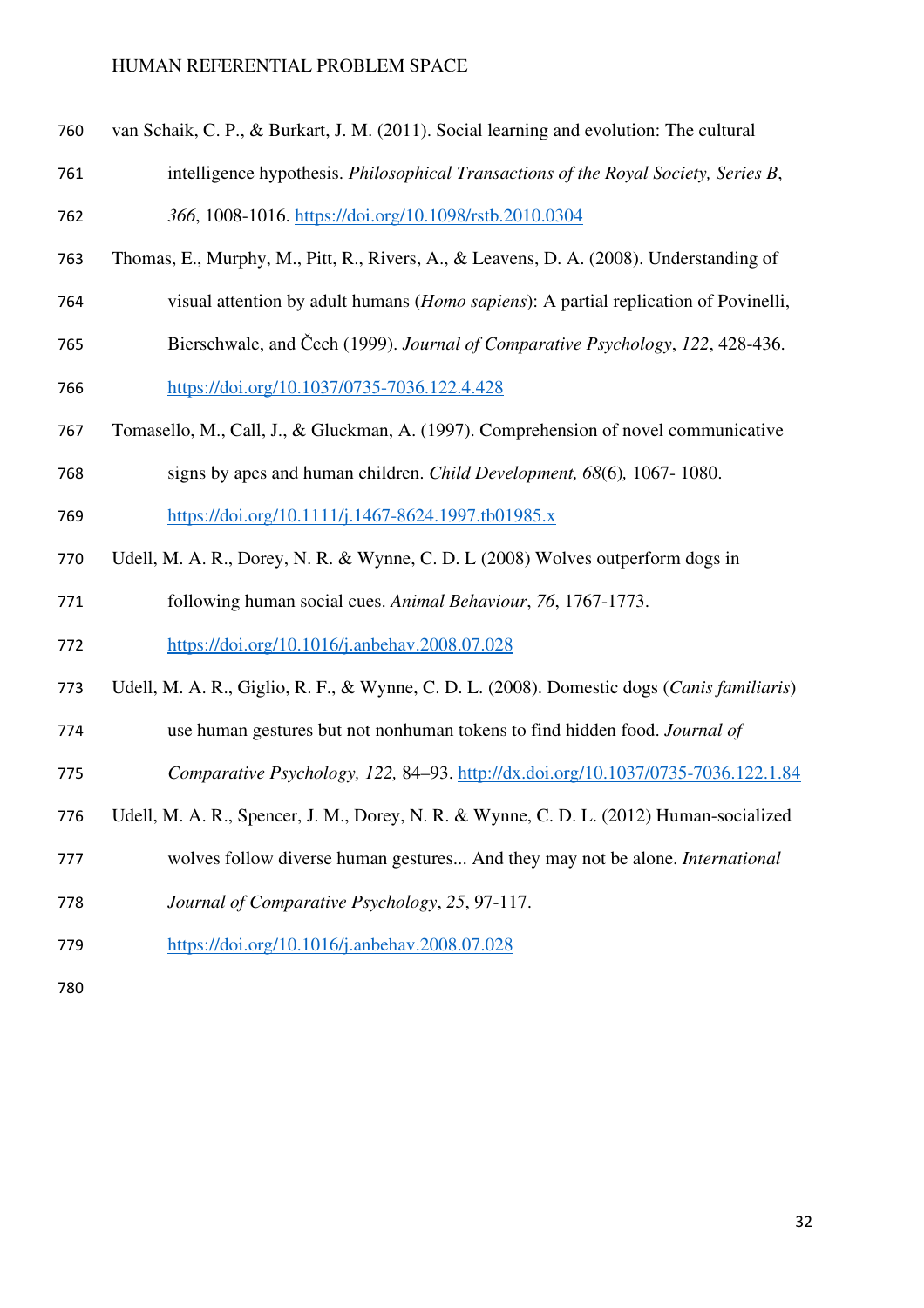van Schaik, C. P., & Burkart, J. M. (2011). Social learning and evolution: The cultural intelligence hypothesis. *Philosophical Transactions of the Royal Society, Series B*, *366*, 1008-1016. https://doi.org/10.1098/rstb.2010.0304

Thomas, E., Murphy, M., Pitt, R., Rivers, A., & Leavens, D. A. (2008). Understanding of visual attention by adult humans (*Homo sapiens*): A partial replication of Povinelli, Bierschwale, and Čech (1999). *Journal of Comparative Psychology*, *122*, 428-436. https://doi.org/10.1037/0735-7036.122.4.428

Tomasello, M., Call, J., & Gluckman, A. (1997). Comprehension of novel communicative signs by apes and human children. *Child Development, 68*(6)*,* 1067- 1080. https://doi.org/10.1111/j.1467-8624.1997.tb01985.x

Udell, M. A. R., Dorey, N. R. & Wynne, C. D. L (2008) Wolves outperform dogs in following human social cues. *Animal Behaviour*, *76*, 1767-1773. https://doi.org/10.1016/j.anbehav.2008.07.028

Udell, M. A. R., Giglio, R. F., & Wynne, C. D. L. (2008). Domestic dogs (*Canis familiaris*) use human gestures but not nonhuman tokens to find hidden food. *Journal of Comparative Psychology, 122,* 84–93. http://dx.doi.org/10.1037/0735-7036.122.1.84

Udell, M. A. R., Spencer, J. M., Dorey, N. R. & Wynne, C. D. L. (2012) Human-socialized wolves follow diverse human gestures... And they may not be alone. *International Journal of Comparative Psychology*, *25*, 97-117. https://doi.org/10.1016/j.anbehav.2008.07.028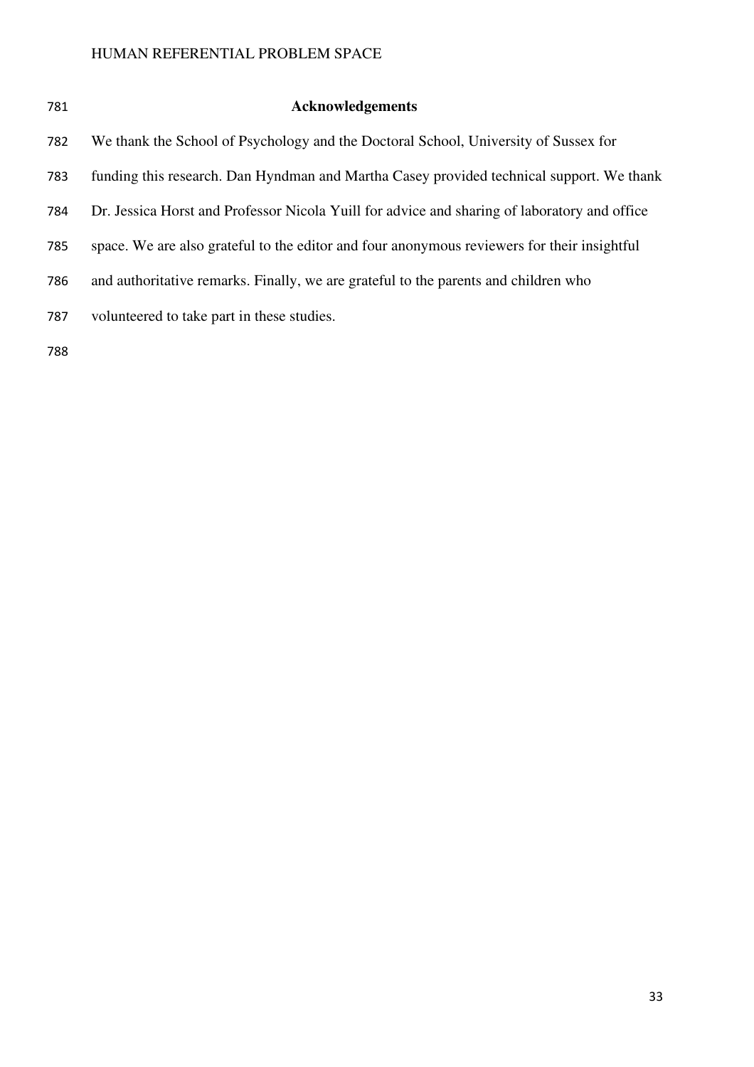## Acknowledgements

We thank the School of Psychology and the Doctoral School, University of Sussex for funding this research. Dan Hyndman and Martha Casey provided technical support. We thank Dr. Jessica Horst and Professor Nicola Yuill for advice and sharing of laboratory and office space. We are also grateful to the editor and four anonymous reviewers for their insightful and authoritative remarks. Finally, we are grateful to the parents and children who volunteered to take part in these studies.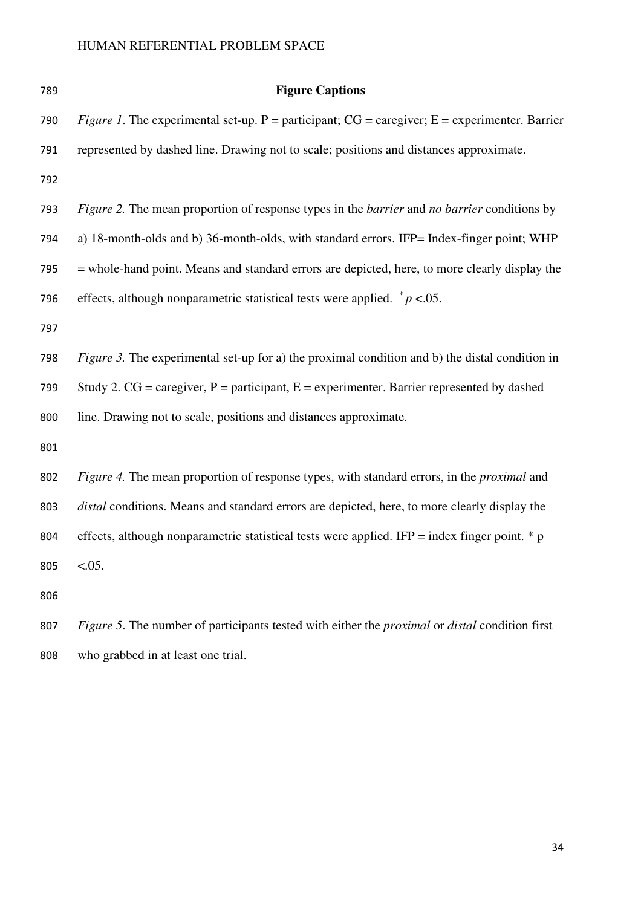## Figure Captions

*Figure 1*. The experimental set-up. P = participant; CG = caregiver; E = experimenter. Barrier represented by dashed line. Drawing not to scale; positions and distances approximate.

*Figure 2.* The mean proportion of response types in the *barrier* and *no barrier* conditions by a) 18-month-olds and b) 36-month-olds, with standard errors. IFP= Index-finger point; WHP = whole-hand point. Means and standard errors are depicted, here, to more clearly display the effects, although nonparametric statistical tests were applied. $^{*}p < .05$.

*Figure 3.* The experimental set-up for a) the proximal condition and b) the distal condition in Study 2. CG = caregiver, P = participant, E = experimenter. Barrier represented by dashed line. Drawing not to scale, positions and distances approximate.

*Figure 4.* The mean proportion of response types, with standard errors, in the *proximal* and *distal* conditions. Means and standard errors are depicted, here, to more clearly display the effects, although nonparametric statistical tests were applied. IFP = index finger point. * $p < .05$.

*Figure 5*. The number of participants tested with either the *proximal* or *distal* condition first who grabbed in at least one trial.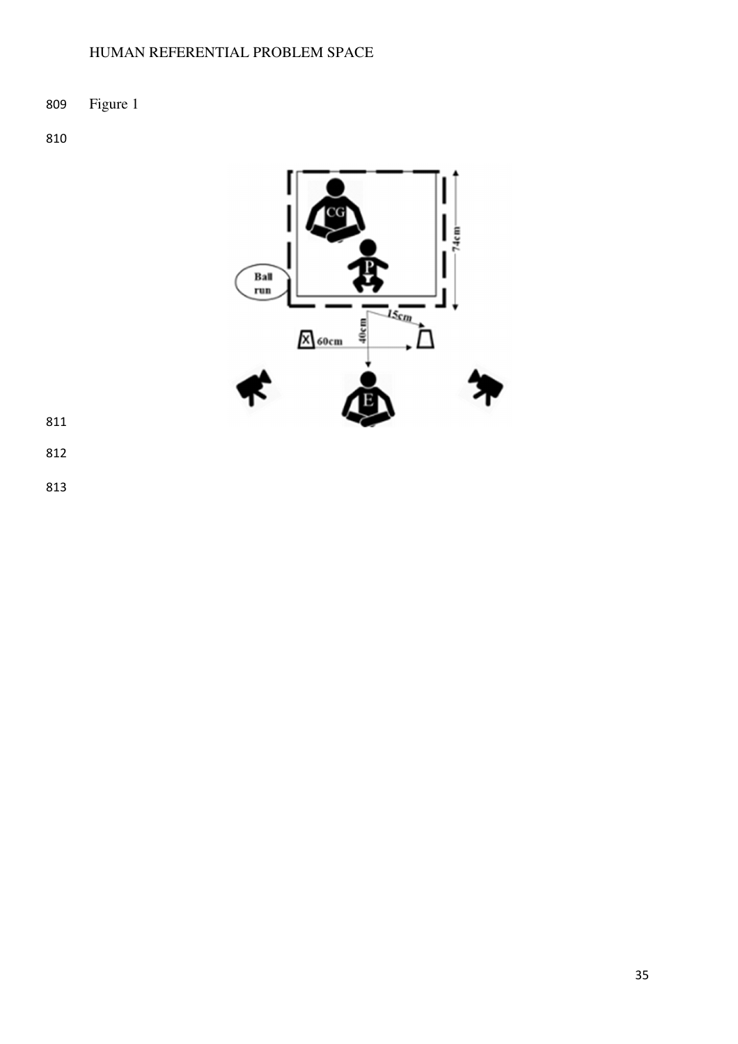Figure 1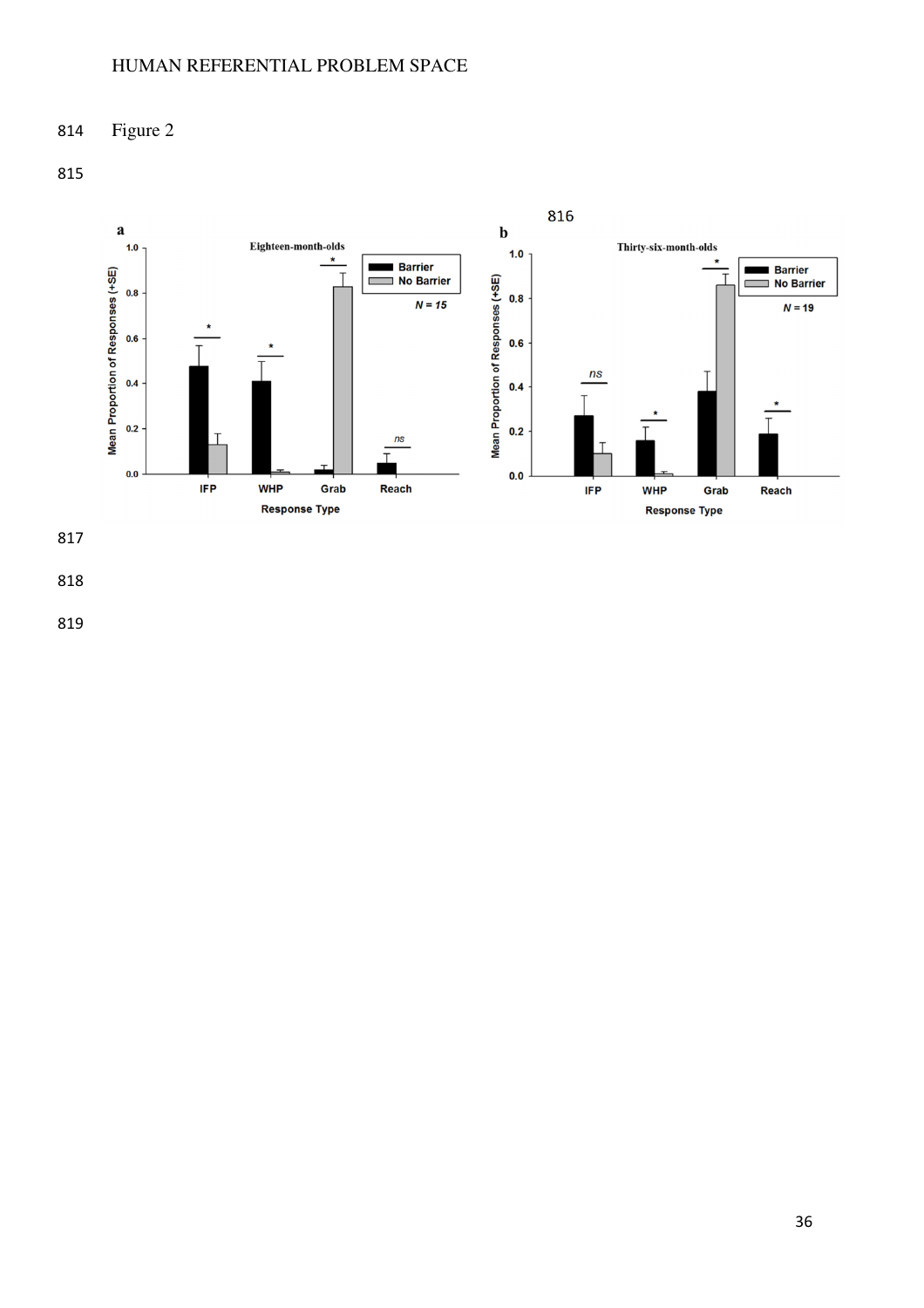Figure 2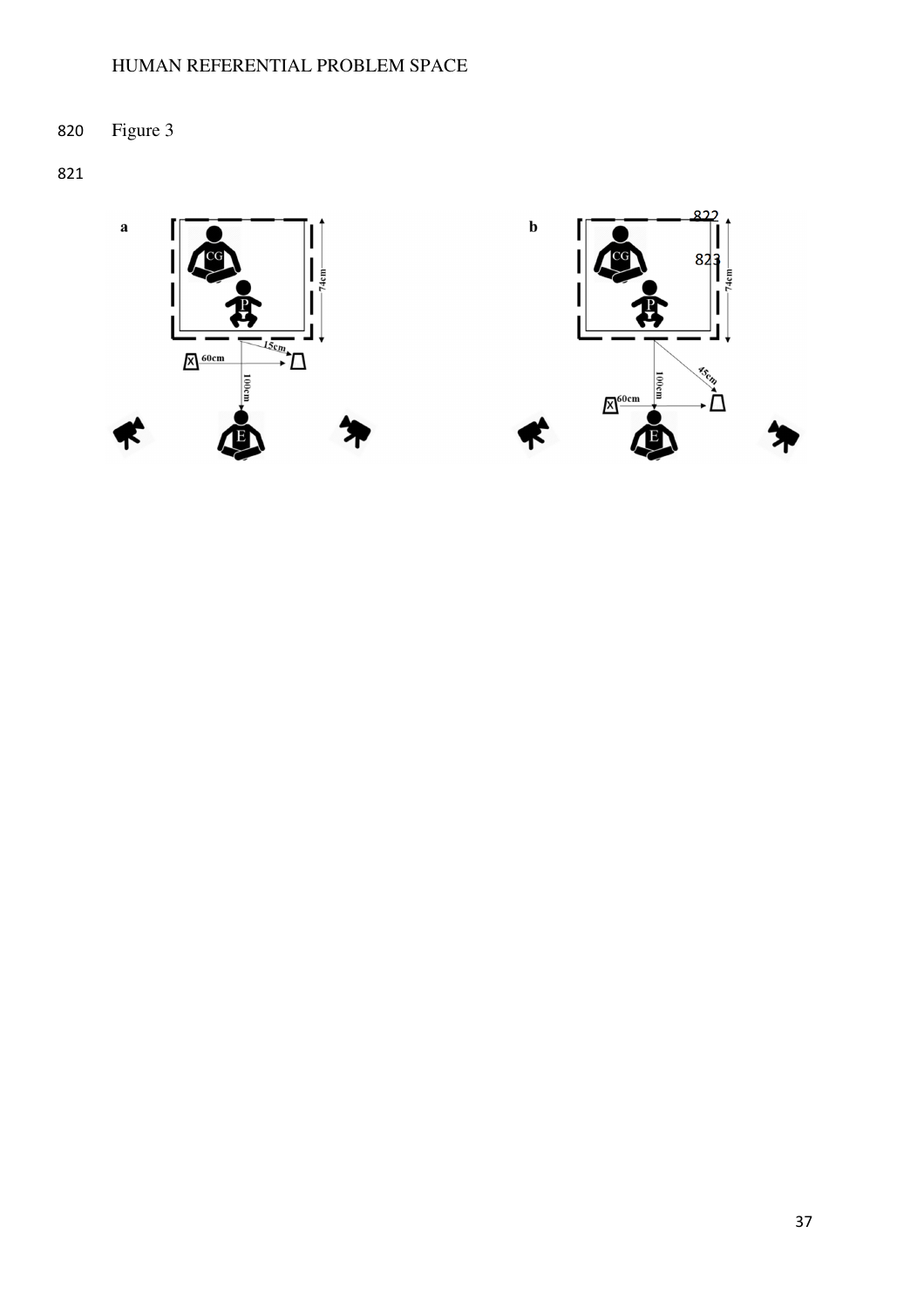Figure 3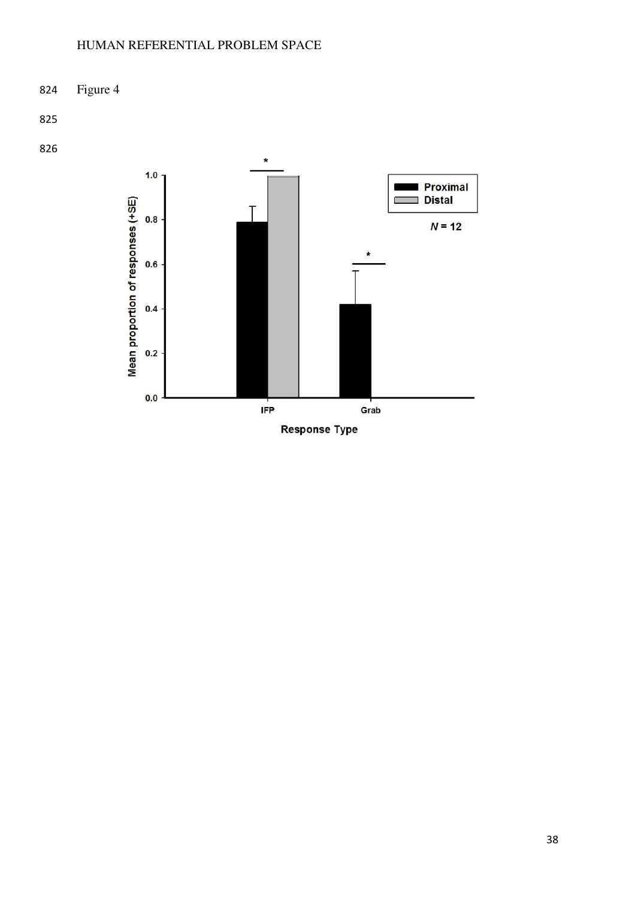Figure 4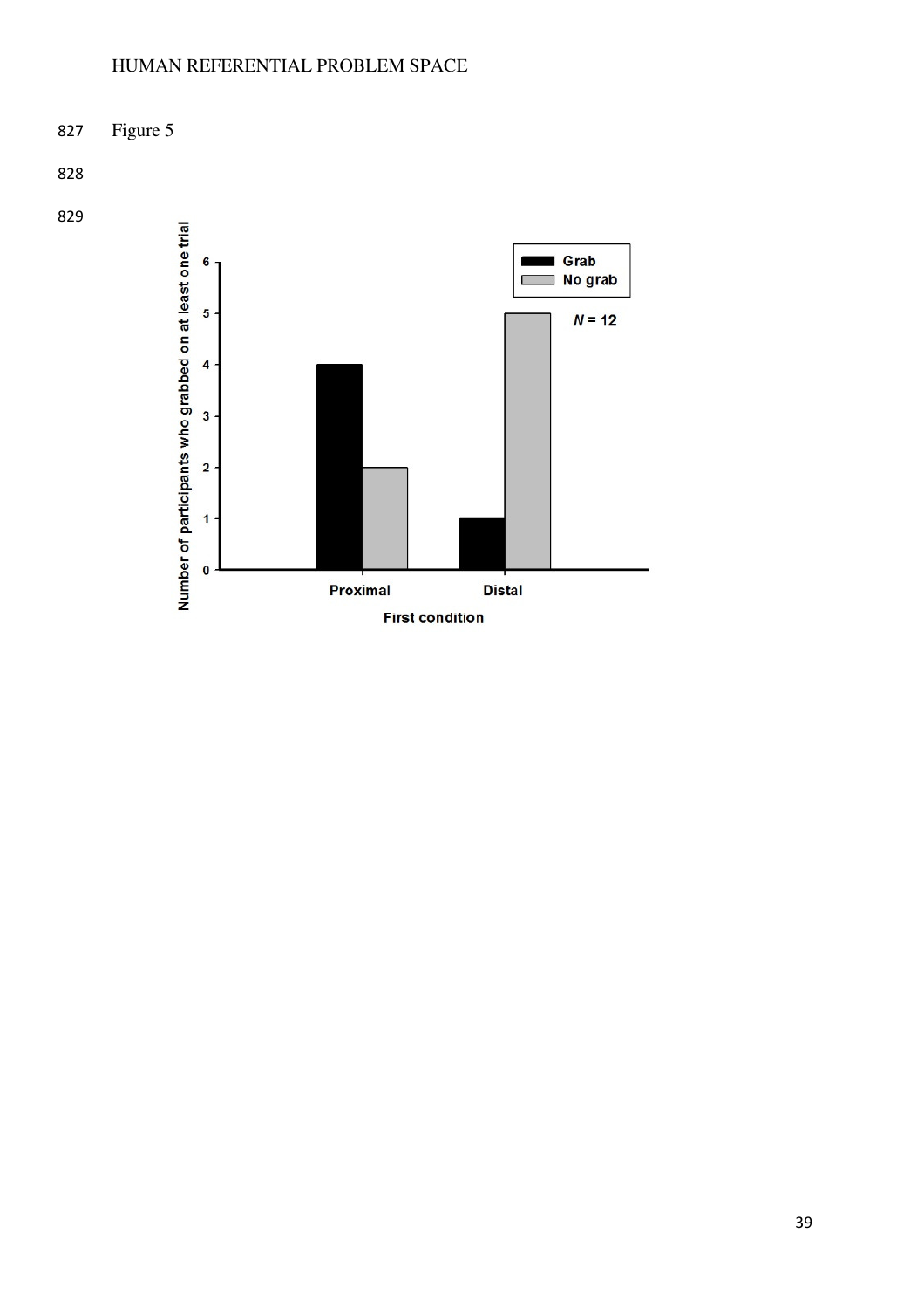Figure 5

Number of participants who grabbed on at least one trial

0
1
2
3
4
5
6

Grab
No grab

*N* = 12

Proximal
Distal

First condition